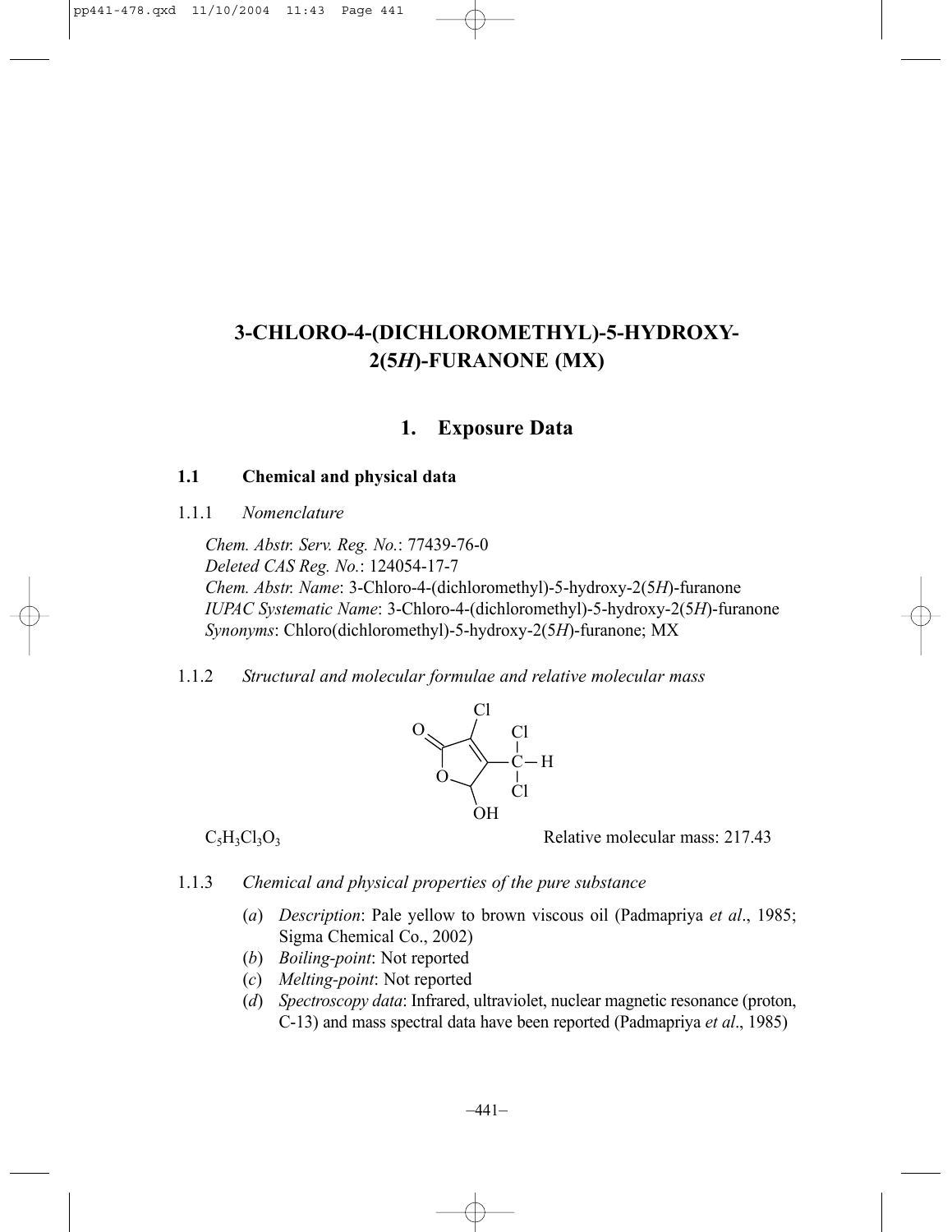# 3-CHLORO-4-(DICHLOROMETHYL)-5-HYDROXY-2(5*H*)-FURANONE (MX)

## 1. Exposure Data

### 1.1 Chemical and physical data

#### 1.1.1 *Nomenclature*

*Chem. Abstr. Serv. Reg. No.*: 77439-76-0
*Deleted CAS Reg. No.*: 124054-17-7
*Chem. Abstr. Name*: 3-Chloro-4-(dichloromethyl)-5-hydroxy-2(5*H*)-furanone
*IUPAC Systematic Name*: 3-Chloro-4-(dichloromethyl)-5-hydroxy-2(5*H*)-furanone
*Synonyms*: Chloro(dichloromethyl)-5-hydroxy-2(5*H*)-furanone; MX

#### 1.1.2 *Structural and molecular formulae and relative molecular mass*

$C_5H_3Cl_3O_3$ Relative molecular mass: 217.43

#### 1.1.3 *Chemical and physical properties of the pure substance*

(*a*) *Description*: Pale yellow to brown viscous oil (Padmapriya *et al*., 1985; Sigma Chemical Co., 2002)
(*b*) *Boiling-point*: Not reported
(*c*) *Melting-point*: Not reported
(*d*) *Spectroscopy data*: Infrared, ultraviolet, nuclear magnetic resonance (proton, C-13) and mass spectral data have been reported (Padmapriya *et al*., 1985)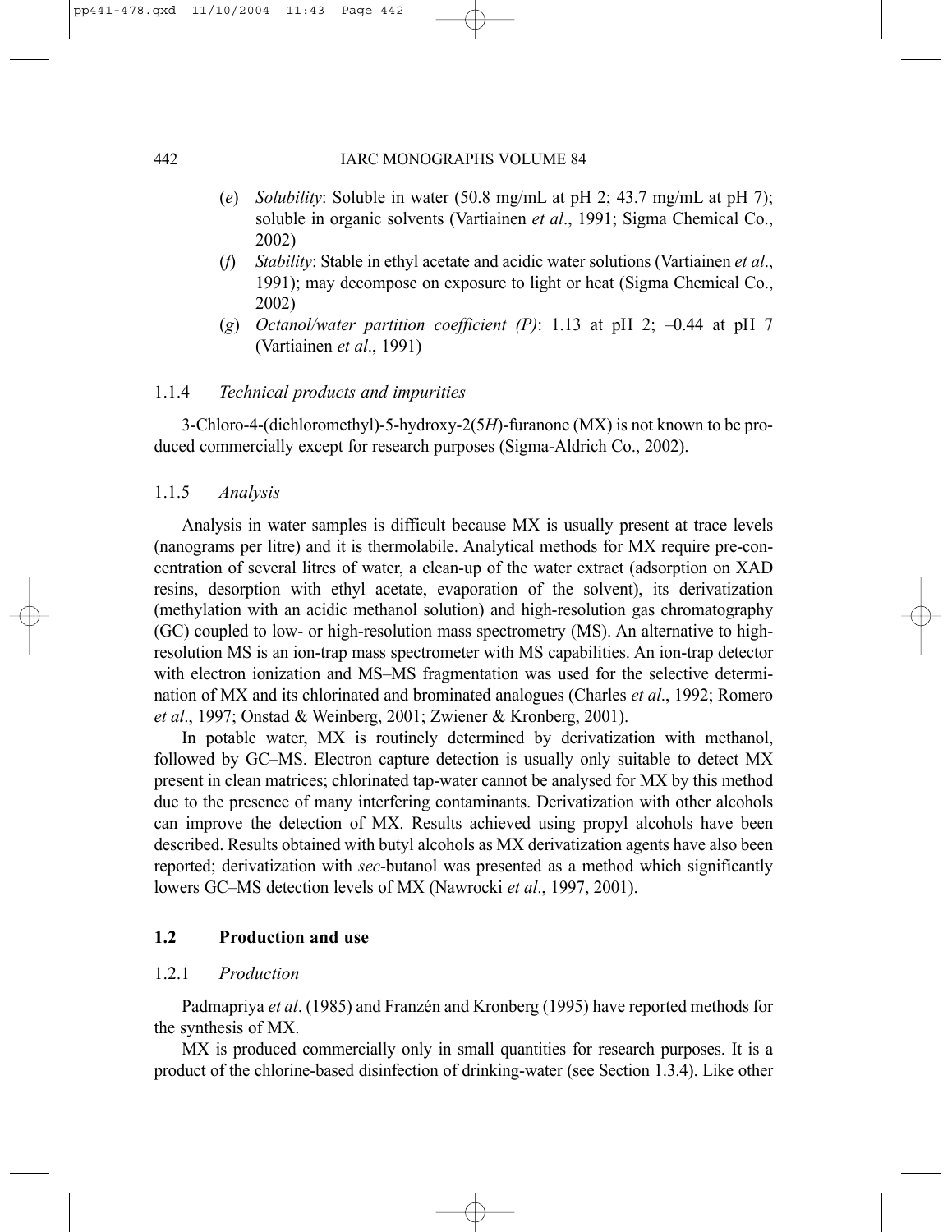(*e*) *Solubility*: Soluble in water (50.8 mg/mL at pH 2; 43.7 mg/mL at pH 7); soluble in organic solvents (Vartiainen *et al*., 1991; Sigma Chemical Co., 2002)

(*f*) *Stability*: Stable in ethyl acetate and acidic water solutions (Vartiainen *et al*., 1991); may decompose on exposure to light or heat (Sigma Chemical Co., 2002)

(*g*) *Octanol/water partition coefficient (P)*: 1.13 at pH 2; –0.44 at pH 7 (Vartiainen *et al*., 1991)

### 1.1.4 *Technical products and impurities*

3-Chloro-4-(dichloromethyl)-5-hydroxy-2(5*H*)-furanone (MX) is not known to be produced commercially except for research purposes (Sigma-Aldrich Co., 2002).

### 1.1.5 *Analysis*

Analysis in water samples is difficult because MX is usually present at trace levels (nanograms per litre) and it is thermolabile. Analytical methods for MX require pre-concentration of several litres of water, a clean-up of the water extract (adsorption on XAD resins, desorption with ethyl acetate, evaporation of the solvent), its derivatization (methylation with an acidic methanol solution) and high-resolution gas chromatography (GC) coupled to low- or high-resolution mass spectrometry (MS). An alternative to high-resolution MS is an ion-trap mass spectrometer with MS capabilities. An ion-trap detector with electron ionization and MS–MS fragmentation was used for the selective determination of MX and its chlorinated and brominated analogues (Charles *et al*., 1992; Romero *et al*., 1997; Onstad & Weinberg, 2001; Zwiener & Kronberg, 2001).

In potable water, MX is routinely determined by derivatization with methanol, followed by GC–MS. Electron capture detection is usually only suitable to detect MX present in clean matrices; chlorinated tap-water cannot be analysed for MX by this method due to the presence of many interfering contaminants. Derivatization with other alcohols can improve the detection of MX. Results achieved using propyl alcohols have been described. Results obtained with butyl alcohols as MX derivatization agents have also been reported; derivatization with *sec*-butanol was presented as a method which significantly lowers GC–MS detection levels of MX (Nawrocki *et al*., 1997, 2001).

## 1.2 Production and use

### 1.2.1 *Production*

Padmapriya *et al*. (1985) and Franzén and Kronberg (1995) have reported methods for the synthesis of MX.

MX is produced commercially only in small quantities for research purposes. It is a product of the chlorine-based disinfection of drinking-water (see Section 1.3.4). Like other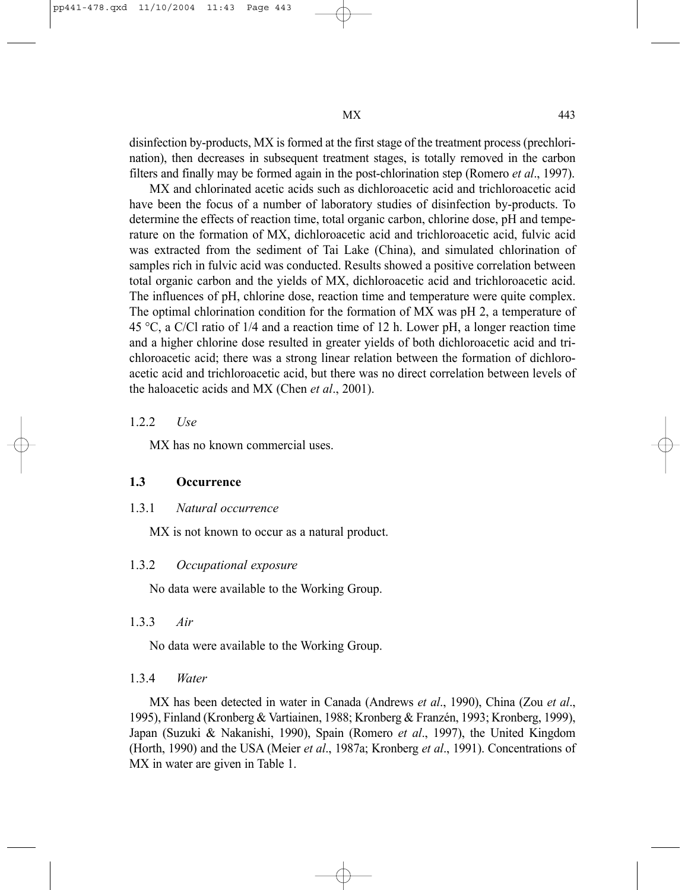disinfection by-products, MX is formed at the first stage of the treatment process (prechlorination), then decreases in subsequent treatment stages, is totally removed in the carbon filters and finally may be formed again in the post-chlorination step (Romero *et al*., 1997).

MX and chlorinated acetic acids such as dichloroacetic acid and trichloroacetic acid have been the focus of a number of laboratory studies of disinfection by-products. To determine the effects of reaction time, total organic carbon, chlorine dose, pH and temperature on the formation of MX, dichloroacetic acid and trichloroacetic acid, fulvic acid was extracted from the sediment of Tai Lake (China), and simulated chlorination of samples rich in fulvic acid was conducted. Results showed a positive correlation between total organic carbon and the yields of MX, dichloroacetic acid and trichloroacetic acid. The influences of pH, chlorine dose, reaction time and temperature were quite complex. The optimal chlorination condition for the formation of MX was pH 2, a temperature of 45 °C, a C/Cl ratio of 1/4 and a reaction time of 12 h. Lower pH, a longer reaction time and a higher chlorine dose resulted in greater yields of both dichloroacetic acid and trichloroacetic acid; there was a strong linear relation between the formation of dichloroacetic acid and trichloroacetic acid, but there was no direct correlation between levels of the haloacetic acids and MX (Chen *et al*., 2001).

#### 1.2.2 *Use*

MX has no known commercial uses.

### 1.3 Occurrence

#### 1.3.1 *Natural occurrence*

MX is not known to occur as a natural product.

#### 1.3.2 *Occupational exposure*

No data were available to the Working Group.

#### 1.3.3 *Air*

No data were available to the Working Group.

#### 1.3.4 *Water*

MX has been detected in water in Canada (Andrews *et al*., 1990), China (Zou *et al*., 1995), Finland (Kronberg & Vartiainen, 1988; Kronberg & Franzén, 1993; Kronberg, 1999), Japan (Suzuki & Nakanishi, 1990), Spain (Romero *et al*., 1997), the United Kingdom (Horth, 1990) and the USA (Meier *et al*., 1987a; Kronberg *et al*., 1991). Concentrations of MX in water are given in Table 1.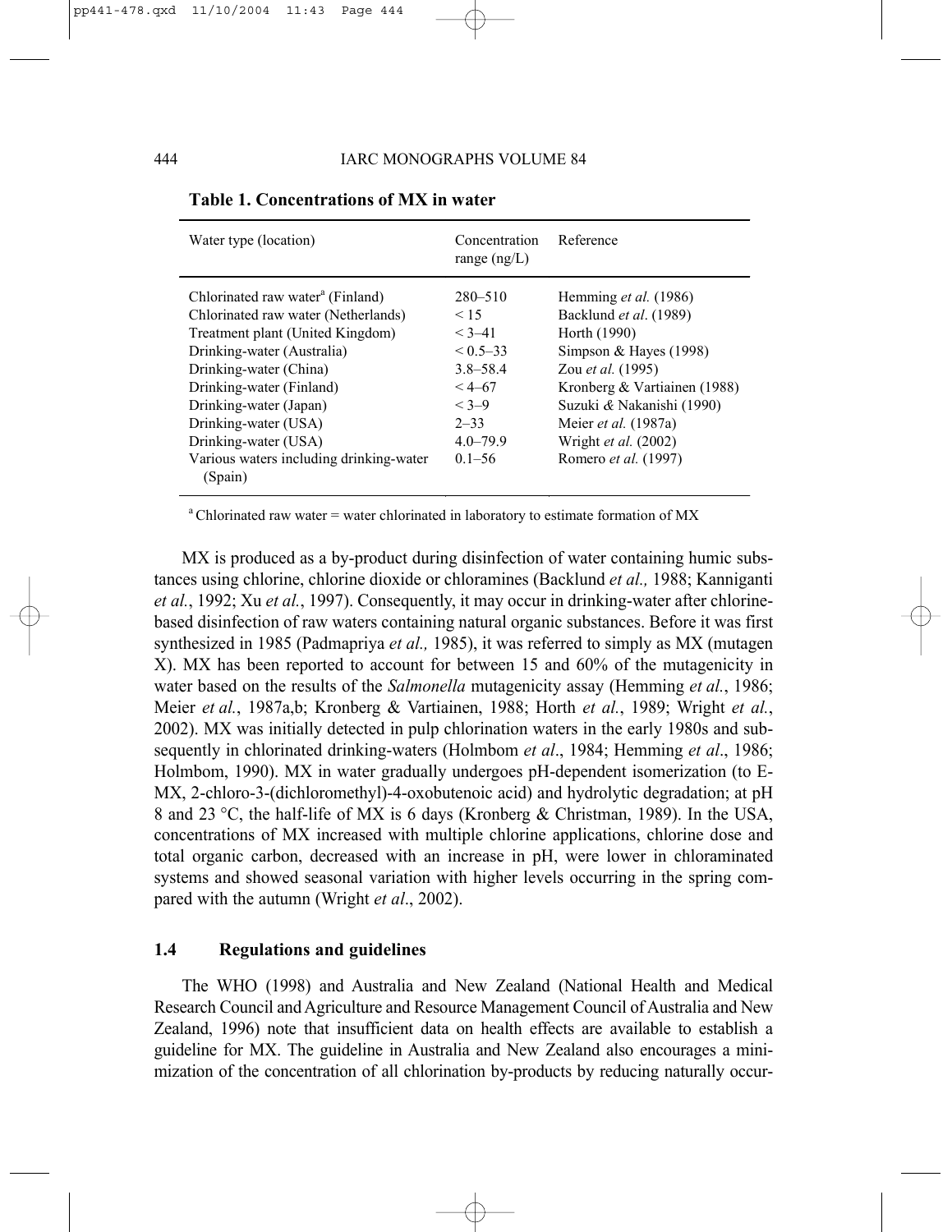**Table 1. Concentrations of MX in water**

| Water type (location) | Concentration range (ng/L) | Reference |
|---|---|---|
| Chlorinated raw water[a] (Finland) | 280–510 | Hemming *et al.* (1986) |
| Chlorinated raw water (Netherlands) | < 15 | Backlund *et al*. (1989) |
| Treatment plant (United Kingdom) | < 3–41 | Horth (1990) |
| Drinking-water (Australia) | < 0.5–33 | Simpson & Hayes (1998) |
| Drinking-water (China) | 3.8–58.4 | Zou *et al.* (1995) |
| Drinking-water (Finland) | < 4–67 | Kronberg & Vartiainen (1988) |
| Drinking-water (Japan) | < 3–9 | Suzuki & Nakanishi (1990) |
| Drinking-water (USA) | 2–33 | Meier *et al.* (1987a) |
| Drinking-water (USA) | 4.0–79.9 | Wright *et al.* (2002) |
| Various waters including drinking-water (Spain) | 0.1–56 | Romero *et al.* (1997) |

[a] Chlorinated raw water = water chlorinated in laboratory to estimate formation of MX

MX is produced as a by-product during disinfection of water containing humic substances using chlorine, chlorine dioxide or chloramines (Backlund *et al.,* 1988; Kanniganti *et al.*, 1992; Xu *et al.*, 1997). Consequently, it may occur in drinking-water after chlorine-based disinfection of raw waters containing natural organic substances. Before it was first synthesized in 1985 (Padmapriya *et al.,* 1985), it was referred to simply as MX (mutagen X). MX has been reported to account for between 15 and 60% of the mutagenicity in water based on the results of the *Salmonella* mutagenicity assay (Hemming *et al.*, 1986; Meier *et al.*, 1987a,b; Kronberg & Vartiainen, 1988; Horth *et al.*, 1989; Wright *et al.*, 2002). MX was initially detected in pulp chlorination waters in the early 1980s and subsequently in chlorinated drinking-waters (Holmbom *et al*., 1984; Hemming *et al*., 1986; Holmbom, 1990). MX in water gradually undergoes pH-dependent isomerization (to E-MX, 2-chloro-3-(dichloromethyl)-4-oxobutenoic acid) and hydrolytic degradation; at pH 8 and 23 °C, the half-life of MX is 6 days (Kronberg & Christman, 1989). In the USA, concentrations of MX increased with multiple chlorine applications, chlorine dose and total organic carbon, decreased with an increase in pH, were lower in chloraminated systems and showed seasonal variation with higher levels occurring in the spring compared with the autumn (Wright *et al*., 2002).

### 1.4 Regulations and guidelines

The WHO (1998) and Australia and New Zealand (National Health and Medical Research Council and Agriculture and Resource Management Council of Australia and New Zealand, 1996) note that insufficient data on health effects are available to establish a guideline for MX. The guideline in Australia and New Zealand also encourages a minimization of the concentration of all chlorination by-products by reducing naturally occur-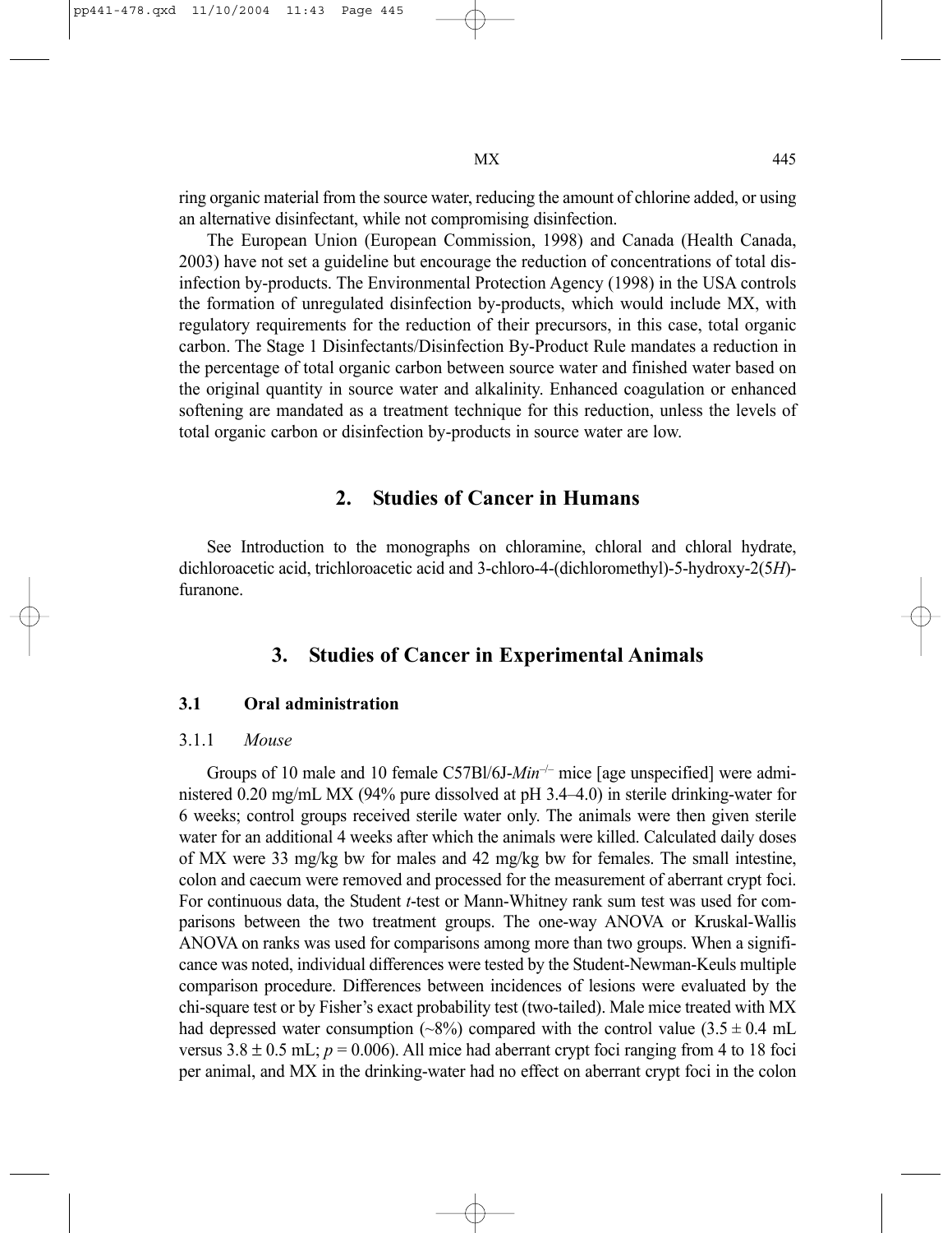ring organic material from the source water, reducing the amount of chlorine added, or using an alternative disinfectant, while not compromising disinfection.

The European Union (European Commission, 1998) and Canada (Health Canada, 2003) have not set a guideline but encourage the reduction of concentrations of total disinfection by-products. The Environmental Protection Agency (1998) in the USA controls the formation of unregulated disinfection by-products, which would include MX, with regulatory requirements for the reduction of their precursors, in this case, total organic carbon. The Stage 1 Disinfectants/Disinfection By-Product Rule mandates a reduction in the percentage of total organic carbon between source water and finished water based on the original quantity in source water and alkalinity. Enhanced coagulation or enhanced softening are mandated as a treatment technique for this reduction, unless the levels of total organic carbon or disinfection by-products in source water are low.

## 2. Studies of Cancer in Humans

See Introduction to the monographs on chloramine, chloral and chloral hydrate, dichloroacetic acid, trichloroacetic acid and 3-chloro-4-(dichloromethyl)-5-hydroxy-2(5*H*)-furanone.

## 3. Studies of Cancer in Experimental Animals

### 3.1 Oral administration

#### 3.1.1 *Mouse*

Groups of 10 male and 10 female C57Bl/6J-*Min*$^{-/-}$ mice [age unspecified] were administered 0.20 mg/mL MX (94% pure dissolved at pH 3.4–4.0) in sterile drinking-water for 6 weeks; control groups received sterile water only. The animals were then given sterile water for an additional 4 weeks after which the animals were killed. Calculated daily doses of MX were 33 mg/kg bw for males and 42 mg/kg bw for females. The small intestine, colon and caecum were removed and processed for the measurement of aberrant crypt foci. For continuous data, the Student *t*-test or Mann-Whitney rank sum test was used for comparisons between the two treatment groups. The one-way ANOVA or Kruskal-Wallis ANOVA on ranks was used for comparisons among more than two groups. When a significance was noted, individual differences were tested by the Student-Newman-Keuls multiple comparison procedure. Differences between incidences of lesions were evaluated by the chi-square test or by Fisher's exact probability test (two-tailed). Male mice treated with MX had depressed water consumption (~8%) compared with the control value (3.5 ± 0.4 mL versus 3.8 ± 0.5 mL; $p = 0.006$). All mice had aberrant crypt foci ranging from 4 to 18 foci per animal, and MX in the drinking-water had no effect on aberrant crypt foci in the colon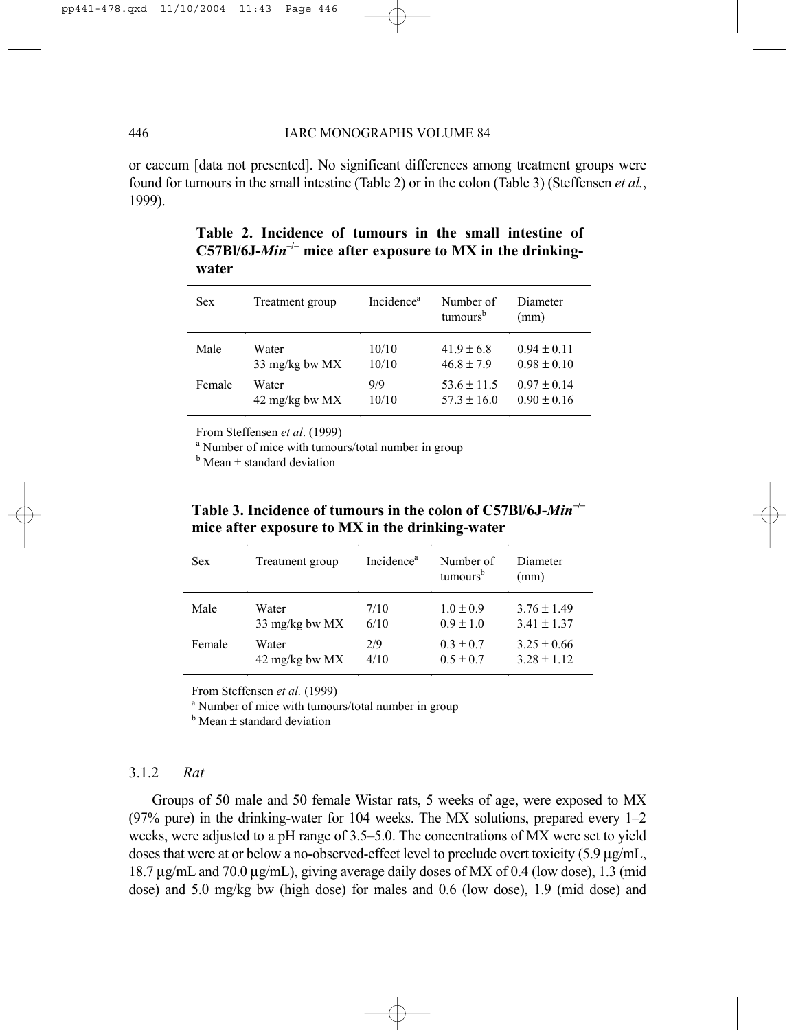or caecum [data not presented]. No significant differences among treatment groups were found for tumours in the small intestine (Table 2) or in the colon (Table 3) (Steffensen *et al.*, 1999).

**Table 2. Incidence of tumours in the small intestine of C57Bl/6J-*Min*$^{-/-}$ mice after exposure to MX in the drinking-water**

| Sex | Treatment group | Incidence[a] | Number of tumours[b] | Diameter (mm) |
|---|---|---|---|---|
| Male | Water | 10/10 | 41.9 ± 6.8 | 0.94 ± 0.11 |
| | 33 mg/kg bw MX | 10/10 | 46.8 ± 7.9 | 0.98 ± 0.10 |
| Female | Water | 9/9 | 53.6 ± 11.5 | 0.97 ± 0.14 |
| | 42 mg/kg bw MX | 10/10 | 57.3 ± 16.0 | 0.90 ± 0.16 |

From Steffensen *et al*. (1999)
[a] Number of mice with tumours/total number in group
[b] Mean ± standard deviation

**Table 3. Incidence of tumours in the colon of C57Bl/6J-*Min*$^{-/-}$ mice after exposure to MX in the drinking-water**

| Sex | Treatment group | Incidence[a] | Number of tumours[b] | Diameter (mm) |
|---|---|---|---|---|
| Male | Water | 7/10 | 1.0 ± 0.9 | 3.76 ± 1.49 |
| | 33 mg/kg bw MX | 6/10 | 0.9 ± 1.0 | 3.41 ± 1.37 |
| Female | Water | 2/9 | 0.3 ± 0.7 | 3.25 ± 0.66 |
| | 42 mg/kg bw MX | 4/10 | 0.5 ± 0.7 | 3.28 ± 1.12 |

From Steffensen *et al.* (1999)
[a] Number of mice with tumours/total number in group
[b] Mean ± standard deviation

### 3.1.2 *Rat*

Groups of 50 male and 50 female Wistar rats, 5 weeks of age, were exposed to MX (97% pure) in the drinking-water for 104 weeks. The MX solutions, prepared every 1–2 weeks, were adjusted to a pH range of 3.5–5.0. The concentrations of MX were set to yield doses that were at or below a no-observed-effect level to preclude overt toxicity (5.9 µg/mL, 18.7 µg/mL and 70.0 µg/mL), giving average daily doses of MX of 0.4 (low dose), 1.3 (mid dose) and 5.0 mg/kg bw (high dose) for males and 0.6 (low dose), 1.9 (mid dose) and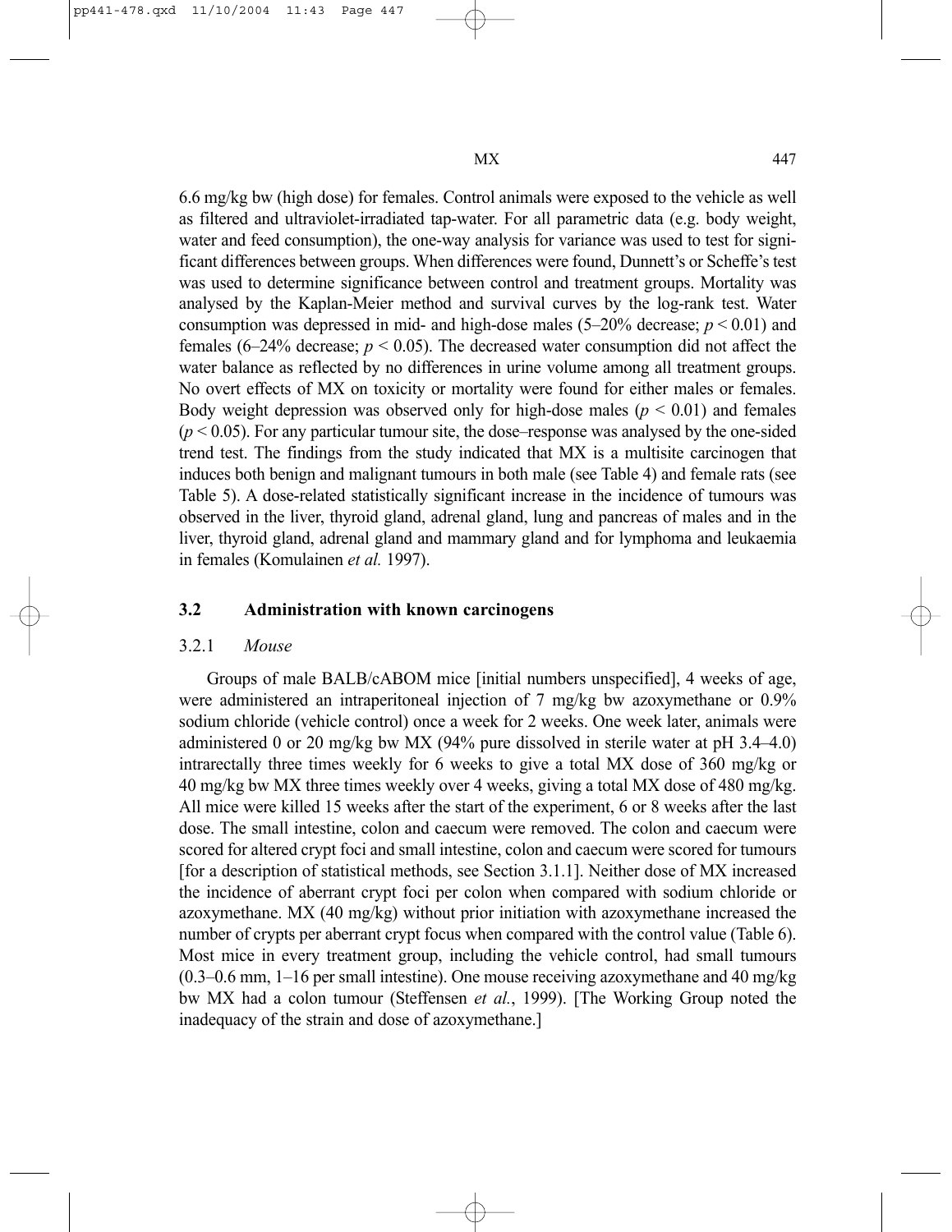6.6 mg/kg bw (high dose) for females. Control animals were exposed to the vehicle as well as filtered and ultraviolet-irradiated tap-water. For all parametric data (e.g. body weight, water and feed consumption), the one-way analysis for variance was used to test for significant differences between groups. When differences were found, Dunnett's or Scheffe's test was used to determine significance between control and treatment groups. Mortality was analysed by the Kaplan-Meier method and survival curves by the log-rank test. Water consumption was depressed in mid- and high-dose males (5–20% decrease; $p < 0.01$) and females (6–24% decrease; $p < 0.05$). The decreased water consumption did not affect the water balance as reflected by no differences in urine volume among all treatment groups. No overt effects of MX on toxicity or mortality were found for either males or females. Body weight depression was observed only for high-dose males ($p < 0.01$) and females ($p < 0.05$). For any particular tumour site, the dose–response was analysed by the one-sided trend test. The findings from the study indicated that MX is a multisite carcinogen that induces both benign and malignant tumours in both male (see Table 4) and female rats (see Table 5). A dose-related statistically significant increase in the incidence of tumours was observed in the liver, thyroid gland, adrenal gland, lung and pancreas of males and in the liver, thyroid gland, adrenal gland and mammary gland and for lymphoma and leukaemia in females (Komulainen *et al.* 1997).

## 3.2 Administration with known carcinogens

### 3.2.1 *Mouse*

Groups of male BALB/cABOM mice [initial numbers unspecified], 4 weeks of age, were administered an intraperitoneal injection of 7 mg/kg bw azoxymethane or 0.9% sodium chloride (vehicle control) once a week for 2 weeks. One week later, animals were administered 0 or 20 mg/kg bw MX (94% pure dissolved in sterile water at pH 3.4–4.0) intrarectally three times weekly for 6 weeks to give a total MX dose of 360 mg/kg or 40 mg/kg bw MX three times weekly over 4 weeks, giving a total MX dose of 480 mg/kg. All mice were killed 15 weeks after the start of the experiment, 6 or 8 weeks after the last dose. The small intestine, colon and caecum were removed. The colon and caecum were scored for altered crypt foci and small intestine, colon and caecum were scored for tumours [for a description of statistical methods, see Section 3.1.1]. Neither dose of MX increased the incidence of aberrant crypt foci per colon when compared with sodium chloride or azoxymethane. MX (40 mg/kg) without prior initiation with azoxymethane increased the number of crypts per aberrant crypt focus when compared with the control value (Table 6). Most mice in every treatment group, including the vehicle control, had small tumours (0.3–0.6 mm, 1–16 per small intestine). One mouse receiving azoxymethane and 40 mg/kg bw MX had a colon tumour (Steffensen *et al.*, 1999). [The Working Group noted the inadequacy of the strain and dose of azoxymethane.]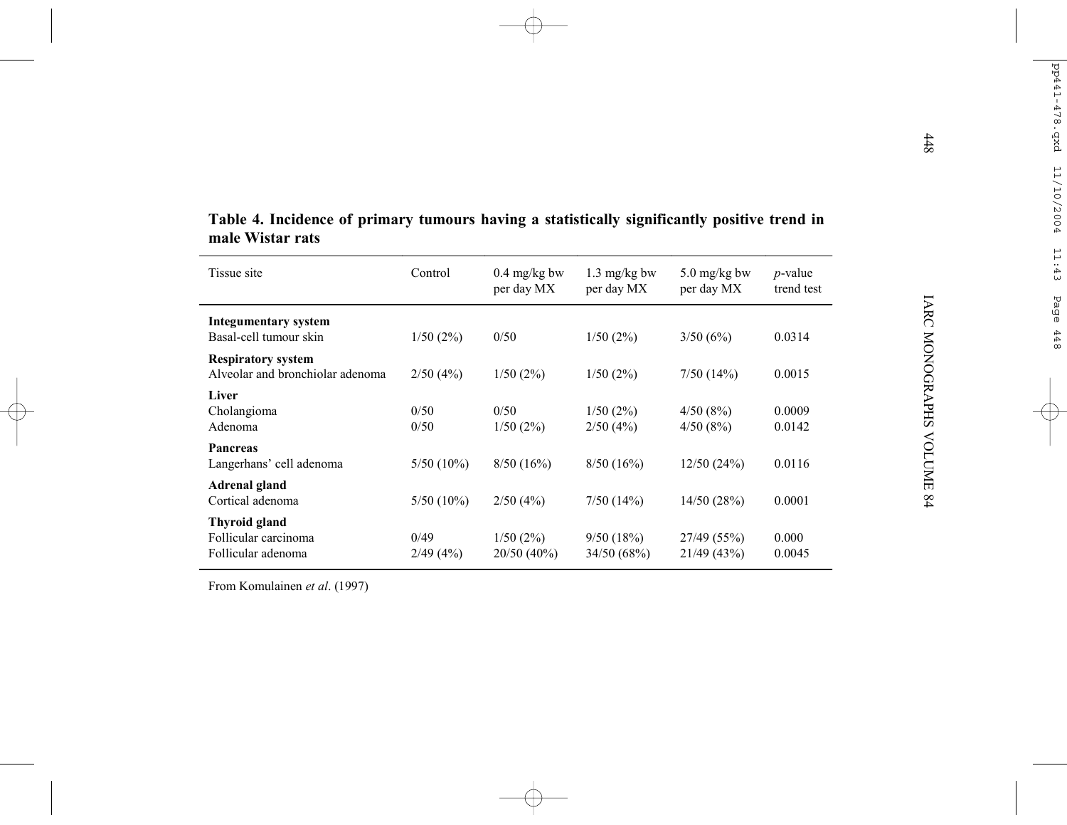**Table 4. Incidence of primary tumours having a statistically significantly positive trend in male Wistar rats**

| Tissue site | Control | 0.4 mg/kg bw per day MX | 1.3 mg/kg bw per day MX | 5.0 mg/kg bw per day MX | *p*-value trend test |
|---|---|---|---|---|---|
| **Integumentary system** | | | | | |
| Basal-cell tumour skin | 1/50 (2%) | 0/50 | 1/50 (2%) | 3/50 (6%) | 0.0314 |
| **Respiratory system** | | | | | |
| Alveolar and bronchiolar adenoma | 2/50 (4%) | 1/50 (2%) | 1/50 (2%) | 7/50 (14%) | 0.0015 |
| **Liver** | | | | | |
| Cholangioma | 0/50 | 0/50 | 1/50 (2%) | 4/50 (8%) | 0.0009 |
| Adenoma | 0/50 | 1/50 (2%) | 2/50 (4%) | 4/50 (8%) | 0.0142 |
| **Pancreas** | | | | | |
| Langerhans' cell adenoma | 5/50 (10%) | 8/50 (16%) | 8/50 (16%) | 12/50 (24%) | 0.0116 |
| **Adrenal gland** | | | | | |
| Cortical adenoma | 5/50 (10%) | 2/50 (4%) | 7/50 (14%) | 14/50 (28%) | 0.0001 |
| **Thyroid gland** | | | | | |
| Follicular carcinoma | 0/49 | 1/50 (2%) | 9/50 (18%) | 27/49 (55%) | 0.000 |
| Follicular adenoma | 2/49 (4%) | 20/50 (40%) | 34/50 (68%) | 21/49 (43%) | 0.0045 |

From Komulainen *et al*. (1997)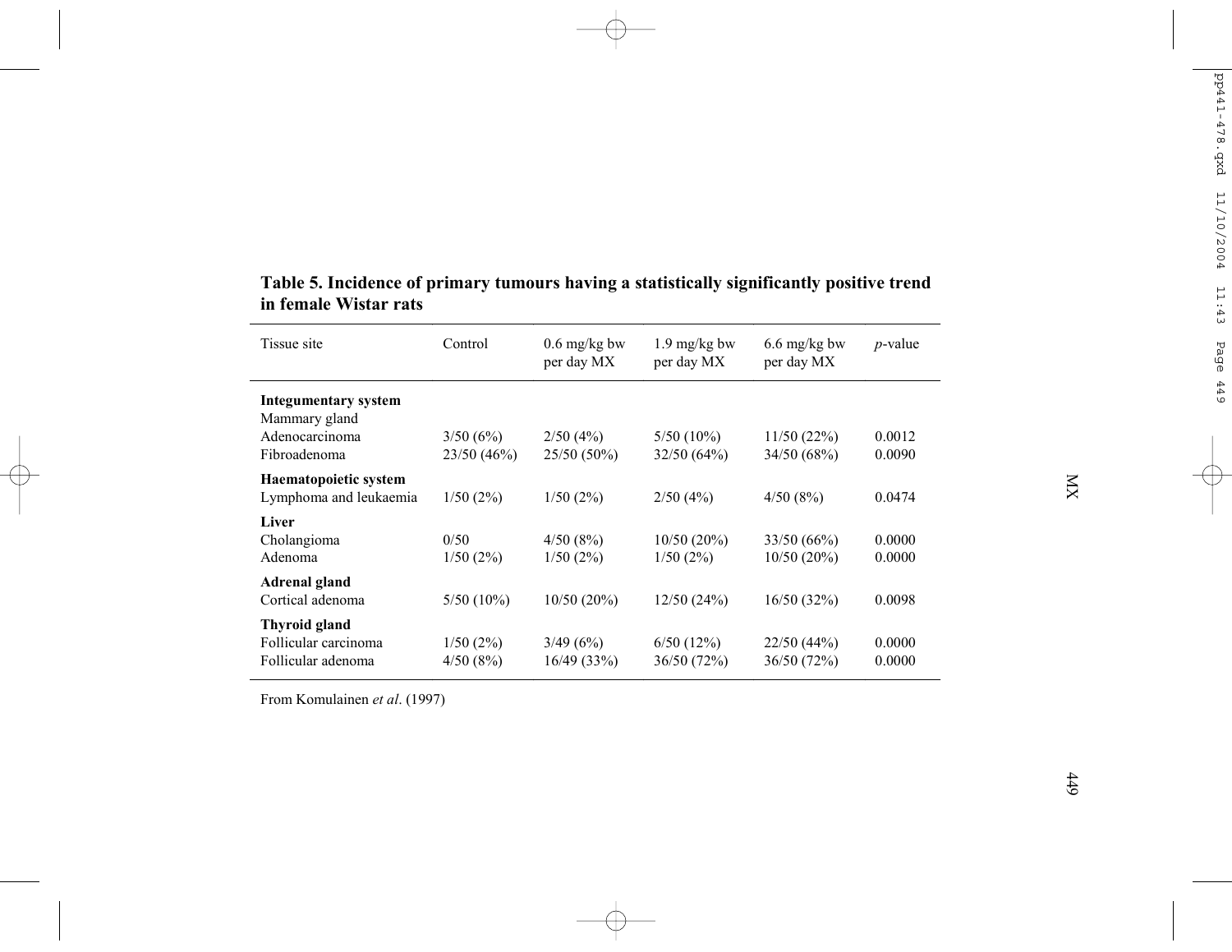**Table 5. Incidence of primary tumours having a statistically significantly positive trend in female Wistar rats**

| Tissue site | Control | 0.6 mg/kg bw per day MX | 1.9 mg/kg bw per day MX | 6.6 mg/kg bw per day MX | *p*-value |
|---|---|---|---|---|---|
| **Integumentary system** | | | | | |
| Mammary gland | | | | | |
| Adenocarcinoma | 3/50 (6%) | 2/50 (4%) | 5/50 (10%) | 11/50 (22%) | 0.0012 |
| Fibroadenoma | 23/50 (46%) | 25/50 (50%) | 32/50 (64%) | 34/50 (68%) | 0.0090 |
| **Haematopoietic system** | | | | | |
| Lymphoma and leukaemia | 1/50 (2%) | 1/50 (2%) | 2/50 (4%) | 4/50 (8%) | 0.0474 |
| **Liver** | | | | | |
| Cholangioma | 0/50 | 4/50 (8%) | 10/50 (20%) | 33/50 (66%) | 0.0000 |
| Adenoma | 1/50 (2%) | 1/50 (2%) | 1/50 (2%) | 10/50 (20%) | 0.0000 |
| **Adrenal gland** | | | | | |
| Cortical adenoma | 5/50 (10%) | 10/50 (20%) | 12/50 (24%) | 16/50 (32%) | 0.0098 |
| **Thyroid gland** | | | | | |
| Follicular carcinoma | 1/50 (2%) | 3/49 (6%) | 6/50 (12%) | 22/50 (44%) | 0.0000 |
| Follicular adenoma | 4/50 (8%) | 16/49 (33%) | 36/50 (72%) | 36/50 (72%) | 0.0000 |

From Komulainen *et al*. (1997)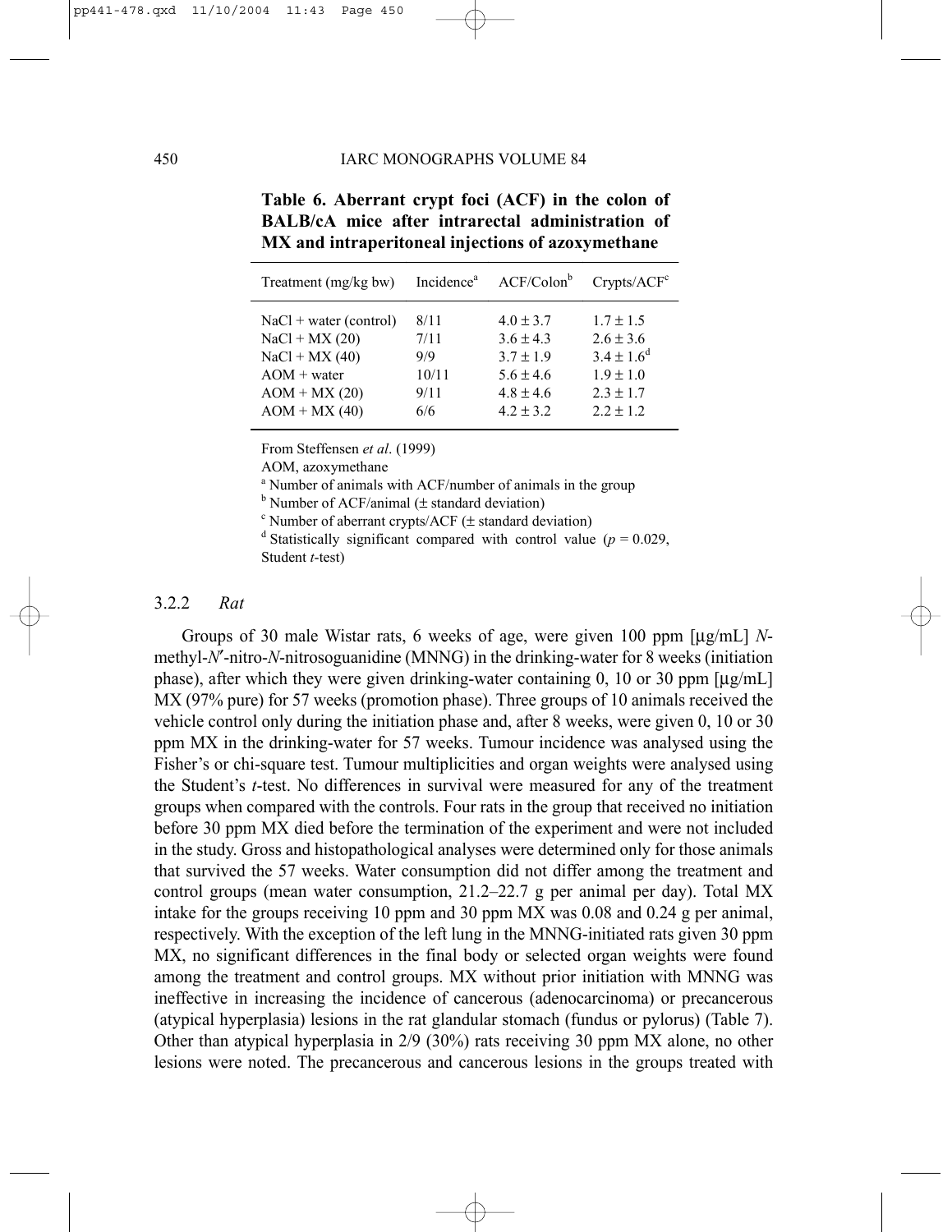**Table 6. Aberrant crypt foci (ACF) in the colon of BALB/cA mice after intrarectal administration of MX and intraperitoneal injections of azoxymethane**

| Treatment (mg/kg bw) | Incidence[a] | ACF/Colon[b] | Crypts/ACF[c] |
|---|---|---|---|
| NaCl + water (control) | 8/11 | 4.0 ± 3.7 | 1.7 ± 1.5 |
| NaCl + MX (20) | 7/11 | 3.6 ± 4.3 | 2.6 ± 3.6 |
| NaCl + MX (40) | 9/9 | 3.7 ± 1.9 | 3.4 ± 1.6[d] |
| AOM + water | 10/11 | 5.6 ± 4.6 | 1.9 ± 1.0 |
| AOM + MX (20) | 9/11 | 4.8 ± 4.6 | 2.3 ± 1.7 |
| AOM + MX (40) | 6/6 | 4.2 ± 3.2 | 2.2 ± 1.2 |

From Steffensen *et al*. (1999)

AOM, azoxymethane

[a] Number of animals with ACF/number of animals in the group

[b] Number of ACF/animal (± standard deviation)

[c] Number of aberrant crypts/ACF (± standard deviation)

[d] Statistically significant compared with control value ($p = 0.029$, Student *t*-test)

### 3.2.2 *Rat*

Groups of 30 male Wistar rats, 6 weeks of age, were given 100 ppm [μg/mL] *N*-methyl-*N*′-nitro-*N*-nitrosoguanidine (MNNG) in the drinking-water for 8 weeks (initiation phase), after which they were given drinking-water containing 0, 10 or 30 ppm [μg/mL] MX (97% pure) for 57 weeks (promotion phase). Three groups of 10 animals received the vehicle control only during the initiation phase and, after 8 weeks, were given 0, 10 or 30 ppm MX in the drinking-water for 57 weeks. Tumour incidence was analysed using the Fisher's or chi-square test. Tumour multiplicities and organ weights were analysed using the Student's *t*-test. No differences in survival were measured for any of the treatment groups when compared with the controls. Four rats in the group that received no initiation before 30 ppm MX died before the termination of the experiment and were not included in the study. Gross and histopathological analyses were determined only for those animals that survived the 57 weeks. Water consumption did not differ among the treatment and control groups (mean water consumption, 21.2–22.7 g per animal per day). Total MX intake for the groups receiving 10 ppm and 30 ppm MX was 0.08 and 0.24 g per animal, respectively. With the exception of the left lung in the MNNG-initiated rats given 30 ppm MX, no significant differences in the final body or selected organ weights were found among the treatment and control groups. MX without prior initiation with MNNG was ineffective in increasing the incidence of cancerous (adenocarcinoma) or precancerous (atypical hyperplasia) lesions in the rat glandular stomach (fundus or pylorus) (Table 7). Other than atypical hyperplasia in 2/9 (30%) rats receiving 30 ppm MX alone, no other lesions were noted. The precancerous and cancerous lesions in the groups treated with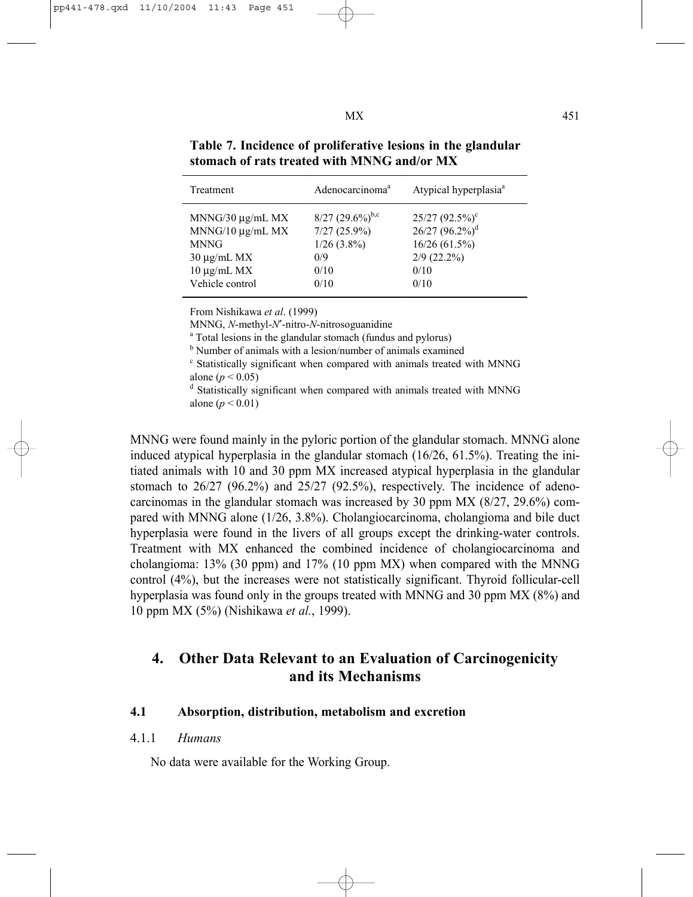**Table 7. Incidence of proliferative lesions in the glandular stomach of rats treated with MNNG and/or MX**

| Treatment | Adenocarcinoma[a] | Atypical hyperplasia[a] |
|---|---|---|
| MNNG/30 µg/mL MX | 8/27 (29.6%)[b,c] | 25/27 (92.5%)[c] |
| MNNG/10 µg/mL MX | 7/27 (25.9%) | 26/27 (96.2%)[d] |
| MNNG | 1/26 (3.8%) | 16/26 (61.5%) |
| 30 µg/mL MX | 0/9 | 2/9 (22.2%) |
| 10 µg/mL MX | 0/10 | 0/10 |
| Vehicle control | 0/10 | 0/10 |

From Nishikawa *et al*. (1999)

MNNG, *N*-methyl-*N*′-nitro-*N*-nitrosoguanidine

[a] Total lesions in the glandular stomach (fundus and pylorus)

[b] Number of animals with a lesion/number of animals examined

[c] Statistically significant when compared with animals treated with MNNG alone ($p < 0.05$)

[d] Statistically significant when compared with animals treated with MNNG alone ($p < 0.01$)

MNNG were found mainly in the pyloric portion of the glandular stomach. MNNG alone induced atypical hyperplasia in the glandular stomach (16/26, 61.5%). Treating the initiated animals with 10 and 30 ppm MX increased atypical hyperplasia in the glandular stomach to 26/27 (96.2%) and 25/27 (92.5%), respectively. The incidence of adenocarcinomas in the glandular stomach was increased by 30 ppm MX (8/27, 29.6%) compared with MNNG alone (1/26, 3.8%). Cholangiocarcinoma, cholangioma and bile duct hyperplasia were found in the livers of all groups except the drinking-water controls. Treatment with MX enhanced the combined incidence of cholangiocarcinoma and cholangioma: 13% (30 ppm) and 17% (10 ppm MX) when compared with the MNNG control (4%), but the increases were not statistically significant. Thyroid follicular-cell hyperplasia was found only in the groups treated with MNNG and 30 ppm MX (8%) and 10 ppm MX (5%) (Nishikawa *et al.*, 1999).

## 4. Other Data Relevant to an Evaluation of Carcinogenicity and its Mechanisms

### 4.1 Absorption, distribution, metabolism and excretion

#### 4.1.1 *Humans*

No data were available for the Working Group.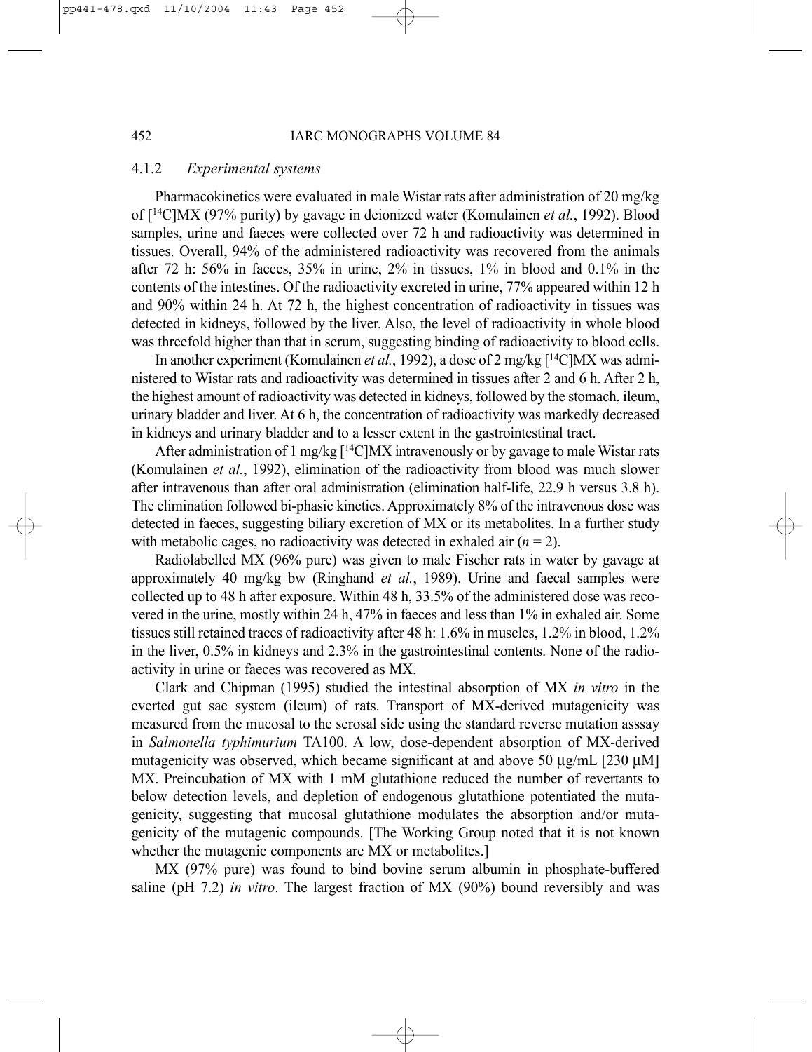#### 4.1.2 *Experimental systems*

Pharmacokinetics were evaluated in male Wistar rats after administration of 20 mg/kg of [$^{14}$C]MX (97% purity) by gavage in deionized water (Komulainen *et al.*, 1992). Blood samples, urine and faeces were collected over 72 h and radioactivity was determined in tissues. Overall, 94% of the administered radioactivity was recovered from the animals after 72 h: 56% in faeces, 35% in urine, 2% in tissues, 1% in blood and 0.1% in the contents of the intestines. Of the radioactivity excreted in urine, 77% appeared within 12 h and 90% within 24 h. At 72 h, the highest concentration of radioactivity in tissues was detected in kidneys, followed by the liver. Also, the level of radioactivity in whole blood was threefold higher than that in serum, suggesting binding of radioactivity to blood cells.

In another experiment (Komulainen *et al.*, 1992), a dose of 2 mg/kg [$^{14}$C]MX was administered to Wistar rats and radioactivity was determined in tissues after 2 and 6 h. After 2 h, the highest amount of radioactivity was detected in kidneys, followed by the stomach, ileum, urinary bladder and liver. At 6 h, the concentration of radioactivity was markedly decreased in kidneys and urinary bladder and to a lesser extent in the gastrointestinal tract.

After administration of 1 mg/kg [$^{14}$C]MX intravenously or by gavage to male Wistar rats (Komulainen *et al.*, 1992), elimination of the radioactivity from blood was much slower after intravenous than after oral administration (elimination half-life, 22.9 h versus 3.8 h). The elimination followed bi-phasic kinetics. Approximately 8% of the intravenous dose was detected in faeces, suggesting biliary excretion of MX or its metabolites. In a further study with metabolic cages, no radioactivity was detected in exhaled air ($n = 2$).

Radiolabelled MX (96% pure) was given to male Fischer rats in water by gavage at approximately 40 mg/kg bw (Ringhand *et al.*, 1989). Urine and faecal samples were collected up to 48 h after exposure. Within 48 h, 33.5% of the administered dose was recovered in the urine, mostly within 24 h, 47% in faeces and less than 1% in exhaled air. Some tissues still retained traces of radioactivity after 48 h: 1.6% in muscles, 1.2% in blood, 1.2% in the liver, 0.5% in kidneys and 2.3% in the gastrointestinal contents. None of the radioactivity in urine or faeces was recovered as MX.

Clark and Chipman (1995) studied the intestinal absorption of MX *in vitro* in the everted gut sac system (ileum) of rats. Transport of MX-derived mutagenicity was measured from the mucosal to the serosal side using the standard reverse mutation asssay in *Salmonella typhimurium* TA100. A low, dose-dependent absorption of MX-derived mutagenicity was observed, which became significant at and above 50 µg/mL [230 µM] MX. Preincubation of MX with 1 mM glutathione reduced the number of revertants to below detection levels, and depletion of endogenous glutathione potentiated the mutagenicity, suggesting that mucosal glutathione modulates the absorption and/or mutagenicity of the mutagenic compounds. [The Working Group noted that it is not known whether the mutagenic components are MX or metabolites.]

MX (97% pure) was found to bind bovine serum albumin in phosphate-buffered saline (pH 7.2) *in vitro*. The largest fraction of MX (90%) bound reversibly and was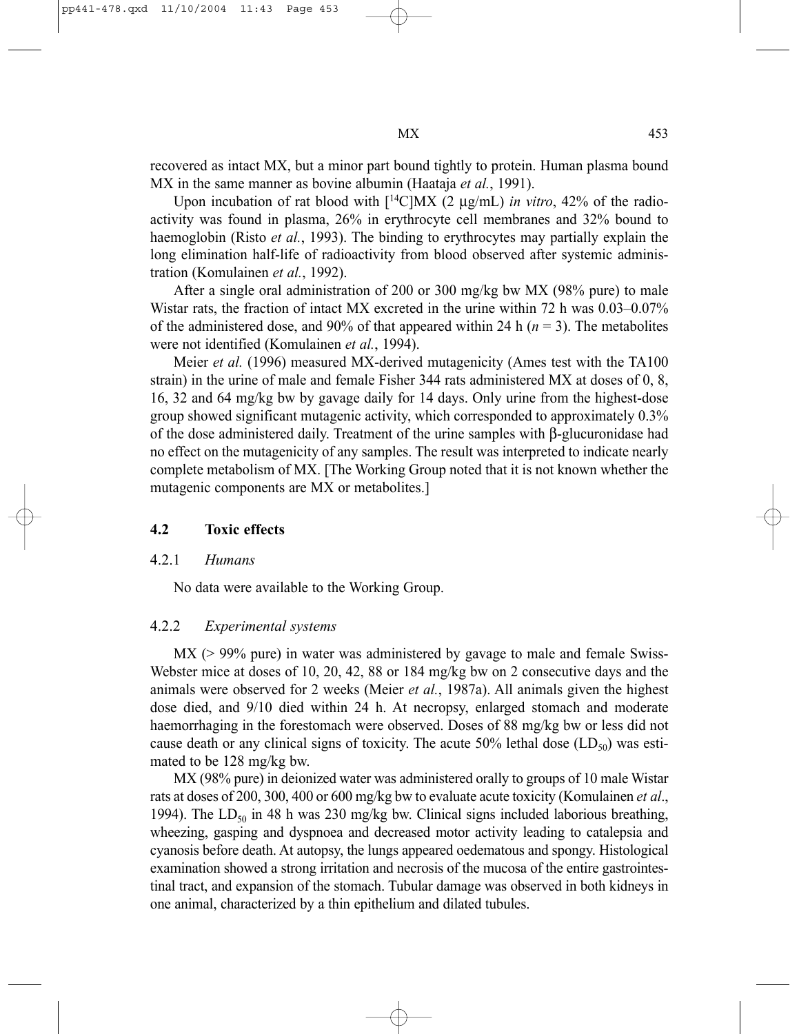recovered as intact MX, but a minor part bound tightly to protein. Human plasma bound MX in the same manner as bovine albumin (Haataja *et al.*, 1991).

Upon incubation of rat blood with [$^{14}$C]MX (2 μg/mL) *in vitro*, 42% of the radioactivity was found in plasma, 26% in erythrocyte cell membranes and 32% bound to haemoglobin (Risto *et al.*, 1993). The binding to erythrocytes may partially explain the long elimination half-life of radioactivity from blood observed after systemic administration (Komulainen *et al.*, 1992).

After a single oral administration of 200 or 300 mg/kg bw MX (98% pure) to male Wistar rats, the fraction of intact MX excreted in the urine within 72 h was 0.03–0.07% of the administered dose, and 90% of that appeared within 24 h ($n = 3$). The metabolites were not identified (Komulainen *et al.*, 1994).

Meier *et al.* (1996) measured MX-derived mutagenicity (Ames test with the TA100 strain) in the urine of male and female Fisher 344 rats administered MX at doses of 0, 8, 16, 32 and 64 mg/kg bw by gavage daily for 14 days. Only urine from the highest-dose group showed significant mutagenic activity, which corresponded to approximately 0.3% of the dose administered daily. Treatment of the urine samples with β-glucuronidase had no effect on the mutagenicity of any samples. The result was interpreted to indicate nearly complete metabolism of MX. [The Working Group noted that it is not known whether the mutagenic components are MX or metabolites.]

### 4.2 Toxic effects

#### 4.2.1 *Humans*

No data were available to the Working Group.

#### 4.2.2 *Experimental systems*

MX (> 99% pure) in water was administered by gavage to male and female Swiss-Webster mice at doses of 10, 20, 42, 88 or 184 mg/kg bw on 2 consecutive days and the animals were observed for 2 weeks (Meier *et al.*, 1987a). All animals given the highest dose died, and 9/10 died within 24 h. At necropsy, enlarged stomach and moderate haemorrhaging in the forestomach were observed. Doses of 88 mg/kg bw or less did not cause death or any clinical signs of toxicity. The acute 50% lethal dose ($LD_{50}$) was estimated to be 128 mg/kg bw.

MX (98% pure) in deionized water was administered orally to groups of 10 male Wistar rats at doses of 200, 300, 400 or 600 mg/kg bw to evaluate acute toxicity (Komulainen *et al.*, 1994). The $LD_{50}$ in 48 h was 230 mg/kg bw. Clinical signs included laborious breathing, wheezing, gasping and dyspnoea and decreased motor activity leading to catalepsia and cyanosis before death. At autopsy, the lungs appeared oedematous and spongy. Histological examination showed a strong irritation and necrosis of the mucosa of the entire gastrointestinal tract, and expansion of the stomach. Tubular damage was observed in both kidneys in one animal, characterized by a thin epithelium and dilated tubules.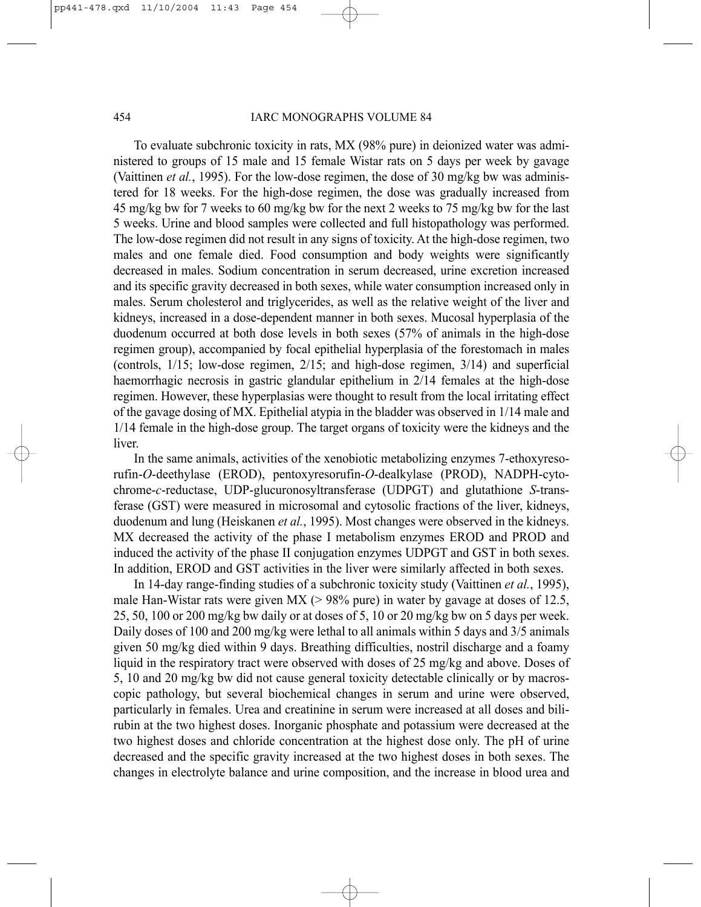To evaluate subchronic toxicity in rats, MX (98% pure) in deionized water was administered to groups of 15 male and 15 female Wistar rats on 5 days per week by gavage (Vaittinen *et al.*, 1995). For the low-dose regimen, the dose of 30 mg/kg bw was administered for 18 weeks. For the high-dose regimen, the dose was gradually increased from 45 mg/kg bw for 7 weeks to 60 mg/kg bw for the next 2 weeks to 75 mg/kg bw for the last 5 weeks. Urine and blood samples were collected and full histopathology was performed. The low-dose regimen did not result in any signs of toxicity. At the high-dose regimen, two males and one female died. Food consumption and body weights were significantly decreased in males. Sodium concentration in serum decreased, urine excretion increased and its specific gravity decreased in both sexes, while water consumption increased only in males. Serum cholesterol and triglycerides, as well as the relative weight of the liver and kidneys, increased in a dose-dependent manner in both sexes. Mucosal hyperplasia of the duodenum occurred at both dose levels in both sexes (57% of animals in the high-dose regimen group), accompanied by focal epithelial hyperplasia of the forestomach in males (controls, 1/15; low-dose regimen, 2/15; and high-dose regimen, 3/14) and superficial haemorrhagic necrosis in gastric glandular epithelium in 2/14 females at the high-dose regimen. However, these hyperplasias were thought to result from the local irritating effect of the gavage dosing of MX. Epithelial atypia in the bladder was observed in 1/14 male and 1/14 female in the high-dose group. The target organs of toxicity were the kidneys and the liver.

In the same animals, activities of the xenobiotic metabolizing enzymes 7-ethoxyresorufin-*O*-deethylase (EROD), pentoxyresorufin-*O*-dealkylase (PROD), NADPH-cytochrome-*c*-reductase, UDP-glucuronosyltransferase (UDPGT) and glutathione *S*-transferase (GST) were measured in microsomal and cytosolic fractions of the liver, kidneys, duodenum and lung (Heiskanen *et al.*, 1995). Most changes were observed in the kidneys. MX decreased the activity of the phase I metabolism enzymes EROD and PROD and induced the activity of the phase II conjugation enzymes UDPGT and GST in both sexes. In addition, EROD and GST activities in the liver were similarly affected in both sexes.

In 14-day range-finding studies of a subchronic toxicity study (Vaittinen *et al.*, 1995), male Han-Wistar rats were given MX (> 98% pure) in water by gavage at doses of 12.5, 25, 50, 100 or 200 mg/kg bw daily or at doses of 5, 10 or 20 mg/kg bw on 5 days per week. Daily doses of 100 and 200 mg/kg were lethal to all animals within 5 days and 3/5 animals given 50 mg/kg died within 9 days. Breathing difficulties, nostril discharge and a foamy liquid in the respiratory tract were observed with doses of 25 mg/kg and above. Doses of 5, 10 and 20 mg/kg bw did not cause general toxicity detectable clinically or by macroscopic pathology, but several biochemical changes in serum and urine were observed, particularly in females. Urea and creatinine in serum were increased at all doses and bilirubin at the two highest doses. Inorganic phosphate and potassium were decreased at the two highest doses and chloride concentration at the highest dose only. The pH of urine decreased and the specific gravity increased at the two highest doses in both sexes. The changes in electrolyte balance and urine composition, and the increase in blood urea and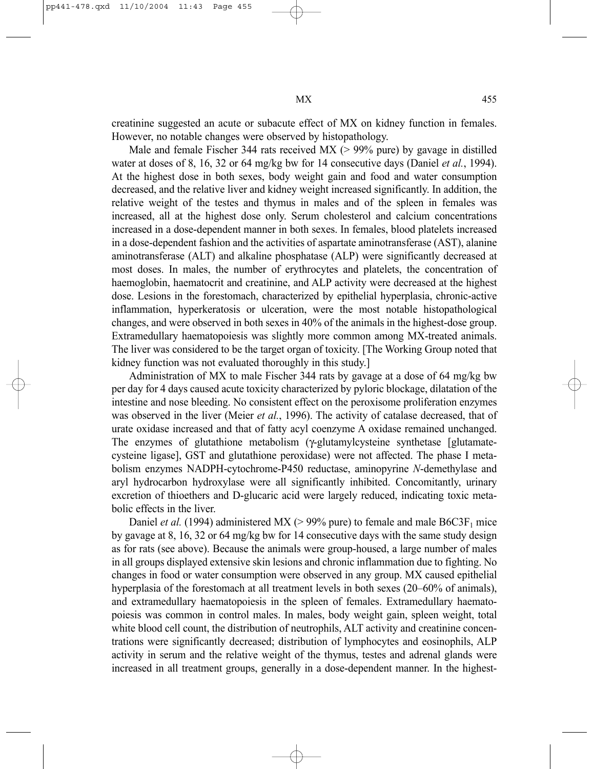creatinine suggested an acute or subacute effect of MX on kidney function in females. However, no notable changes were observed by histopathology.

Male and female Fischer 344 rats received MX (> 99% pure) by gavage in distilled water at doses of 8, 16, 32 or 64 mg/kg bw for 14 consecutive days (Daniel *et al.*, 1994). At the highest dose in both sexes, body weight gain and food and water consumption decreased, and the relative liver and kidney weight increased significantly. In addition, the relative weight of the testes and thymus in males and of the spleen in females was increased, all at the highest dose only. Serum cholesterol and calcium concentrations increased in a dose-dependent manner in both sexes. In females, blood platelets increased in a dose-dependent fashion and the activities of aspartate aminotransferase (AST), alanine aminotransferase (ALT) and alkaline phosphatase (ALP) were significantly decreased at most doses. In males, the number of erythrocytes and platelets, the concentration of haemoglobin, haematocrit and creatinine, and ALP activity were decreased at the highest dose. Lesions in the forestomach, characterized by epithelial hyperplasia, chronic-active inflammation, hyperkeratosis or ulceration, were the most notable histopathological changes, and were observed in both sexes in 40% of the animals in the highest-dose group. Extramedullary haematopoiesis was slightly more common among MX-treated animals. The liver was considered to be the target organ of toxicity. [The Working Group noted that kidney function was not evaluated thoroughly in this study.]

Administration of MX to male Fischer 344 rats by gavage at a dose of 64 mg/kg bw per day for 4 days caused acute toxicity characterized by pyloric blockage, dilatation of the intestine and nose bleeding. No consistent effect on the peroxisome proliferation enzymes was observed in the liver (Meier *et al.*, 1996). The activity of catalase decreased, that of urate oxidase increased and that of fatty acyl coenzyme A oxidase remained unchanged. The enzymes of glutathione metabolism (γ-glutamylcysteine synthetase [glutamate-cysteine ligase], GST and glutathione peroxidase) were not affected. The phase I metabolism enzymes NADPH-cytochrome-P450 reductase, aminopyrine *N*-demethylase and aryl hydrocarbon hydroxylase were all significantly inhibited. Concomitantly, urinary excretion of thioethers and D-glucaric acid were largely reduced, indicating toxic metabolic effects in the liver.

Daniel *et al.* (1994) administered MX (> 99% pure) to female and male B6C3F$_1$ mice by gavage at 8, 16, 32 or 64 mg/kg bw for 14 consecutive days with the same study design as for rats (see above). Because the animals were group-housed, a large number of males in all groups displayed extensive skin lesions and chronic inflammation due to fighting. No changes in food or water consumption were observed in any group. MX caused epithelial hyperplasia of the forestomach at all treatment levels in both sexes (20–60% of animals), and extramedullary haematopoiesis in the spleen of females. Extramedullary haematopoiesis was common in control males. In males, body weight gain, spleen weight, total white blood cell count, the distribution of neutrophils, ALT activity and creatinine concentrations were significantly decreased; distribution of lymphocytes and eosinophils, ALP activity in serum and the relative weight of the thymus, testes and adrenal glands were increased in all treatment groups, generally in a dose-dependent manner. In the highest-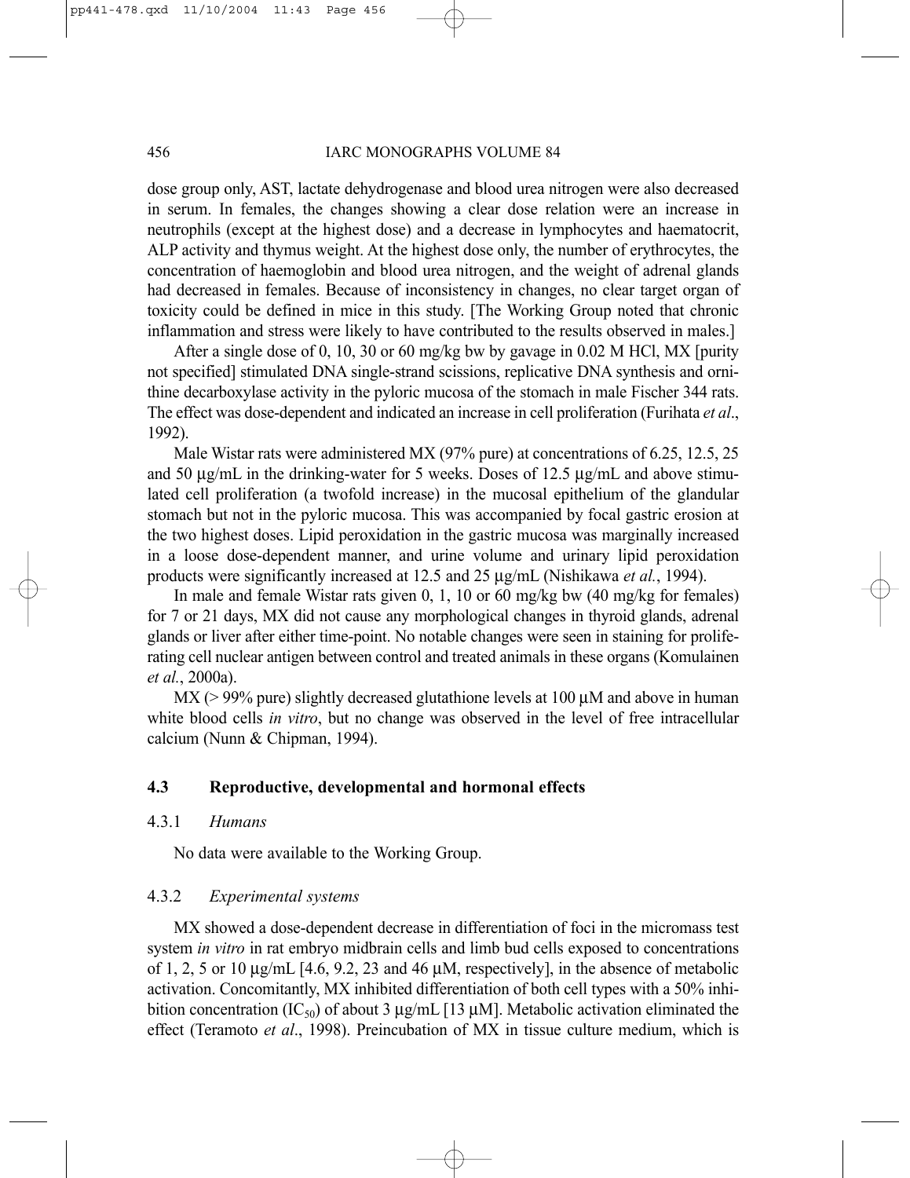dose group only, AST, lactate dehydrogenase and blood urea nitrogen were also decreased in serum. In females, the changes showing a clear dose relation were an increase in neutrophils (except at the highest dose) and a decrease in lymphocytes and haematocrit, ALP activity and thymus weight. At the highest dose only, the number of erythrocytes, the concentration of haemoglobin and blood urea nitrogen, and the weight of adrenal glands had decreased in females. Because of inconsistency in changes, no clear target organ of toxicity could be defined in mice in this study. [The Working Group noted that chronic inflammation and stress were likely to have contributed to the results observed in males.]

After a single dose of 0, 10, 30 or 60 mg/kg bw by gavage in 0.02 M HCl, MX [purity not specified] stimulated DNA single-strand scissions, replicative DNA synthesis and ornithine decarboxylase activity in the pyloric mucosa of the stomach in male Fischer 344 rats. The effect was dose-dependent and indicated an increase in cell proliferation (Furihata *et al*., 1992).

Male Wistar rats were administered MX (97% pure) at concentrations of 6.25, 12.5, 25 and 50 µg/mL in the drinking-water for 5 weeks. Doses of 12.5 µg/mL and above stimulated cell proliferation (a twofold increase) in the mucosal epithelium of the glandular stomach but not in the pyloric mucosa. This was accompanied by focal gastric erosion at the two highest doses. Lipid peroxidation in the gastric mucosa was marginally increased in a loose dose-dependent manner, and urine volume and urinary lipid peroxidation products were significantly increased at 12.5 and 25 µg/mL (Nishikawa *et al.*, 1994).

In male and female Wistar rats given 0, 1, 10 or 60 mg/kg bw (40 mg/kg for females) for 7 or 21 days, MX did not cause any morphological changes in thyroid glands, adrenal glands or liver after either time-point. No notable changes were seen in staining for proliferating cell nuclear antigen between control and treated animals in these organs (Komulainen *et al.*, 2000a).

MX (> 99% pure) slightly decreased glutathione levels at 100 µM and above in human white blood cells *in vitro*, but no change was observed in the level of free intracellular calcium (Nunn & Chipman, 1994).

### 4.3 Reproductive, developmental and hormonal effects

#### 4.3.1 *Humans*

No data were available to the Working Group.

#### 4.3.2 *Experimental systems*

MX showed a dose-dependent decrease in differentiation of foci in the micromass test system *in vitro* in rat embryo midbrain cells and limb bud cells exposed to concentrations of 1, 2, 5 or 10 µg/mL [4.6, 9.2, 23 and 46 µM, respectively], in the absence of metabolic activation. Concomitantly, MX inhibited differentiation of both cell types with a 50% inhibition concentration ($IC_{50}$) of about 3 µg/mL [13 µM]. Metabolic activation eliminated the effect (Teramoto *et al*., 1998). Preincubation of MX in tissue culture medium, which is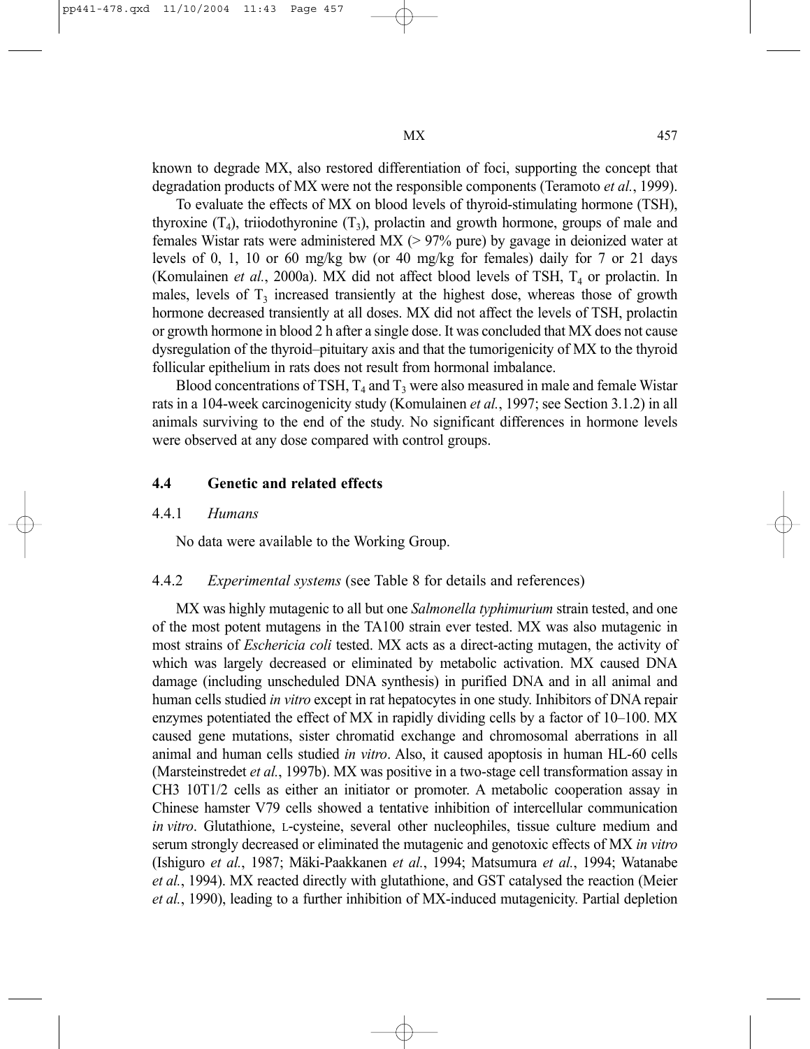known to degrade MX, also restored differentiation of foci, supporting the concept that degradation products of MX were not the responsible components (Teramoto *et al.*, 1999).

To evaluate the effects of MX on blood levels of thyroid-stimulating hormone (TSH), thyroxine ($T_4$), triiodothyronine ($T_3$), prolactin and growth hormone, groups of male and females Wistar rats were administered MX (> 97% pure) by gavage in deionized water at levels of 0, 1, 10 or 60 mg/kg bw (or 40 mg/kg for females) daily for 7 or 21 days (Komulainen *et al.*, 2000a). MX did not affect blood levels of TSH, $T_4$ or prolactin. In males, levels of $T_3$ increased transiently at the highest dose, whereas those of growth hormone decreased transiently at all doses. MX did not affect the levels of TSH, prolactin or growth hormone in blood 2 h after a single dose. It was concluded that MX does not cause dysregulation of the thyroid–pituitary axis and that the tumorigenicity of MX to the thyroid follicular epithelium in rats does not result from hormonal imbalance.

Blood concentrations of TSH, $T_4$ and $T_3$ were also measured in male and female Wistar rats in a 104-week carcinogenicity study (Komulainen *et al.*, 1997; see Section 3.1.2) in all animals surviving to the end of the study. No significant differences in hormone levels were observed at any dose compared with control groups.

### 4.4 Genetic and related effects

#### 4.4.1 *Humans*

No data were available to the Working Group.

#### 4.4.2 *Experimental systems* (see Table 8 for details and references)

MX was highly mutagenic to all but one *Salmonella typhimurium* strain tested, and one of the most potent mutagens in the TA100 strain ever tested. MX was also mutagenic in most strains of *Eschericia coli* tested. MX acts as a direct-acting mutagen, the activity of which was largely decreased or eliminated by metabolic activation. MX caused DNA damage (including unscheduled DNA synthesis) in purified DNA and in all animal and human cells studied *in vitro* except in rat hepatocytes in one study. Inhibitors of DNA repair enzymes potentiated the effect of MX in rapidly dividing cells by a factor of 10–100. MX caused gene mutations, sister chromatid exchange and chromosomal aberrations in all animal and human cells studied *in vitro*. Also, it caused apoptosis in human HL-60 cells (Marsteinstredet *et al.*, 1997b). MX was positive in a two-stage cell transformation assay in CH3 10T1/2 cells as either an initiator or promoter. A metabolic cooperation assay in Chinese hamster V79 cells showed a tentative inhibition of intercellular communication *in vitro*. Glutathione, L-cysteine, several other nucleophiles, tissue culture medium and serum strongly decreased or eliminated the mutagenic and genotoxic effects of MX *in vitro* (Ishiguro *et al.*, 1987; Mäki-Paakkanen *et al.*, 1994; Matsumura *et al.*, 1994; Watanabe *et al.*, 1994). MX reacted directly with glutathione, and GST catalysed the reaction (Meier *et al.*, 1990), leading to a further inhibition of MX-induced mutagenicity. Partial depletion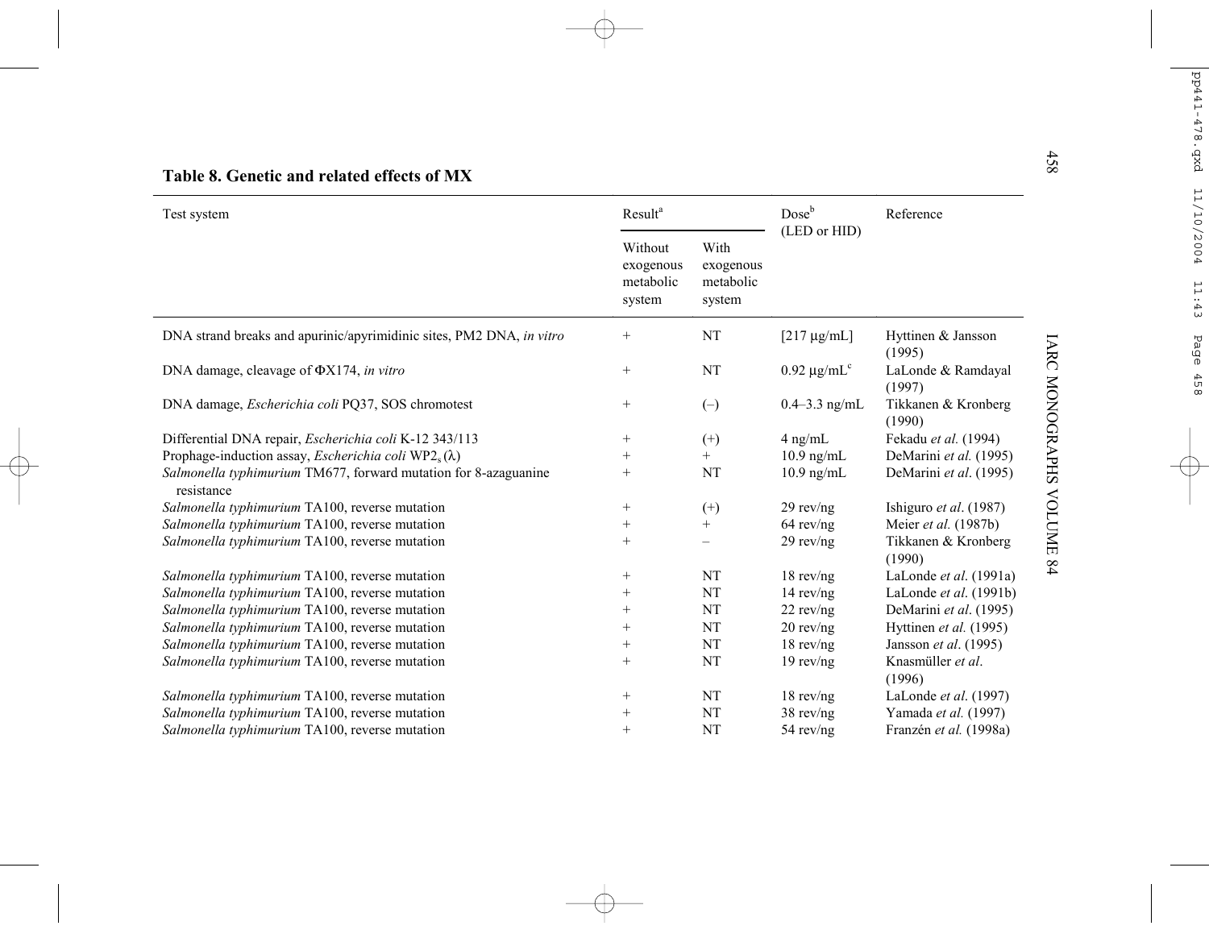**Table 8. Genetic and related effects of MX**

| Test system | Result[a] | | Dose[b] (LED or HID) | Reference |
|---|---|---|---|---|
| | Without exogenous metabolic system | With exogenous metabolic system | | |
| DNA strand breaks and apurinic/apyrimidinic sites, PM2 DNA, *in vitro* | + | NT | [217 μg/mL] | Hyttinen & Jansson (1995) |
| DNA damage, cleavage of ΦX174, *in vitro* | + | NT | 0.92 μg/mL[c] | LaLonde & Ramdayal (1997) |
| DNA damage, *Escherichia coli* PQ37, SOS chromotest | + | (–) | 0.4–3.3 ng/mL | Tikkanen & Kronberg (1990) |
| Differential DNA repair, *Escherichia coli* K-12 343/113 | + | (+) | 4 ng/mL | Fekadu *et al.* (1994) |
| Prophage-induction assay, *Escherichia coli* $WP2_s$ (λ) | + | + | 10.9 ng/mL | DeMarini *et al.* (1995) |
| *Salmonella typhimurium* TM677, forward mutation for 8-azaguanine resistance | + | NT | 10.9 ng/mL | DeMarini *et al.* (1995) |
| *Salmonella typhimurium* TA100, reverse mutation | + | (+) | 29 rev/ng | Ishiguro *et al*. (1987) |
| *Salmonella typhimurium* TA100, reverse mutation | + | + | 64 rev/ng | Meier *et al.* (1987b) |
| *Salmonella typhimurium* TA100, reverse mutation | + | – | 29 rev/ng | Tikkanen & Kronberg (1990) |
| *Salmonella typhimurium* TA100, reverse mutation | + | NT | 18 rev/ng | LaLonde *et al*. (1991a) |
| *Salmonella typhimurium* TA100, reverse mutation | + | NT | 14 rev/ng | LaLonde *et al*. (1991b) |
| *Salmonella typhimurium* TA100, reverse mutation | + | NT | 22 rev/ng | DeMarini *et al*. (1995) |
| *Salmonella typhimurium* TA100, reverse mutation | + | NT | 20 rev/ng | Hyttinen *et al.* (1995) |
| *Salmonella typhimurium* TA100, reverse mutation | + | NT | 18 rev/ng | Jansson *et al*. (1995) |
| *Salmonella typhimurium* TA100, reverse mutation | + | NT | 19 rev/ng | Knasmüller *et al*. (1996) |
| *Salmonella typhimurium* TA100, reverse mutation | + | NT | 18 rev/ng | LaLonde *et al*. (1997) |
| *Salmonella typhimurium* TA100, reverse mutation | + | NT | 38 rev/ng | Yamada *et al.* (1997) |
| *Salmonella typhimurium* TA100, reverse mutation | + | NT | 54 rev/ng | Franzén *et al.* (1998a) |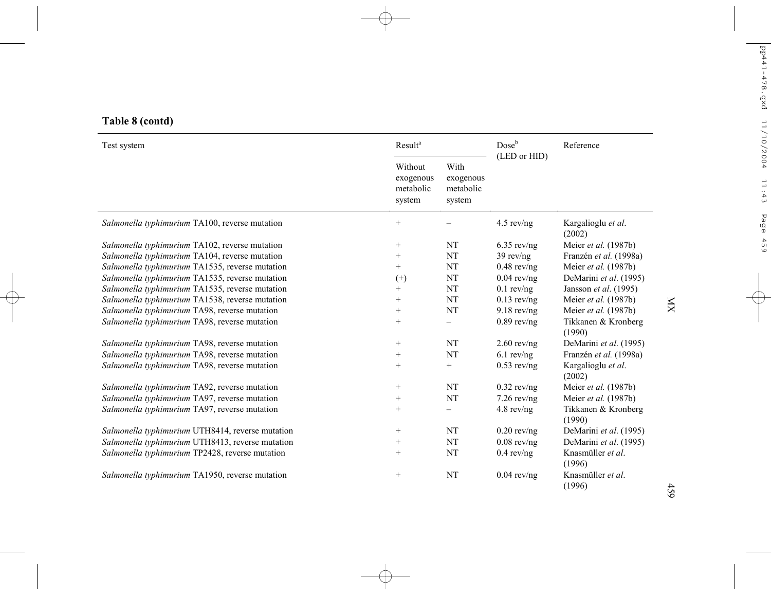**Table 8 (contd)**

| Test system | Result[a] | | Dose[b] (LED or HID) | Reference |
|---|---|---|---|---|
| | Without exogenous metabolic system | With exogenous metabolic system | | |
| *Salmonella typhimurium* TA100, reverse mutation | + | – | 4.5 rev/ng | Kargalioglu *et al.* (2002) |
| *Salmonella typhimurium* TA102, reverse mutation | + | NT | 6.35 rev/ng | Meier *et al.* (1987b) |
| *Salmonella typhimurium* TA104, reverse mutation | + | NT | 39 rev/ng | Franzén *et al.* (1998a) |
| *Salmonella typhimurium* TA1535, reverse mutation | + | NT | 0.48 rev/ng | Meier *et al.* (1987b) |
| *Salmonella typhimurium* TA1535, reverse mutation | (+) | NT | 0.04 rev/ng | DeMarini *et al.* (1995) |
| *Salmonella typhimurium* TA1535, reverse mutation | + | NT | 0.1 rev/ng | Jansson *et al.* (1995) |
| *Salmonella typhimurium* TA1538, reverse mutation | + | NT | 0.13 rev/ng | Meier *et al.* (1987b) |
| *Salmonella typhimurium* TA98, reverse mutation | + | NT | 9.18 rev/ng | Meier *et al.* (1987b) |
| *Salmonella typhimurium* TA98, reverse mutation | + | – | 0.89 rev/ng | Tikkanen & Kronberg (1990) |
| *Salmonella typhimurium* TA98, reverse mutation | + | NT | 2.60 rev/ng | DeMarini *et al.* (1995) |
| *Salmonella typhimurium* TA98, reverse mutation | + | NT | 6.1 rev/ng | Franzén *et al.* (1998a) |
| *Salmonella typhimurium* TA98, reverse mutation | + | + | 0.53 rev/ng | Kargalioglu *et al.* (2002) |
| *Salmonella typhimurium* TA92, reverse mutation | + | NT | 0.32 rev/ng | Meier *et al.* (1987b) |
| *Salmonella typhimurium* TA97, reverse mutation | + | NT | 7.26 rev/ng | Meier *et al.* (1987b) |
| *Salmonella typhimurium* TA97, reverse mutation | + | – | 4.8 rev/ng | Tikkanen & Kronberg (1990) |
| *Salmonella typhimurium* UTH8414, reverse mutation | + | NT | 0.20 rev/ng | DeMarini *et al.* (1995) |
| *Salmonella typhimurium* UTH8413, reverse mutation | + | NT | 0.08 rev/ng | DeMarini *et al.* (1995) |
| *Salmonella typhimurium* TP2428, reverse mutation | + | NT | 0.4 rev/ng | Knasmüller *et al.* (1996) |
| *Salmonella typhimurium* TA1950, reverse mutation | + | NT | 0.04 rev/ng | Knasmüller *et al.* (1996) |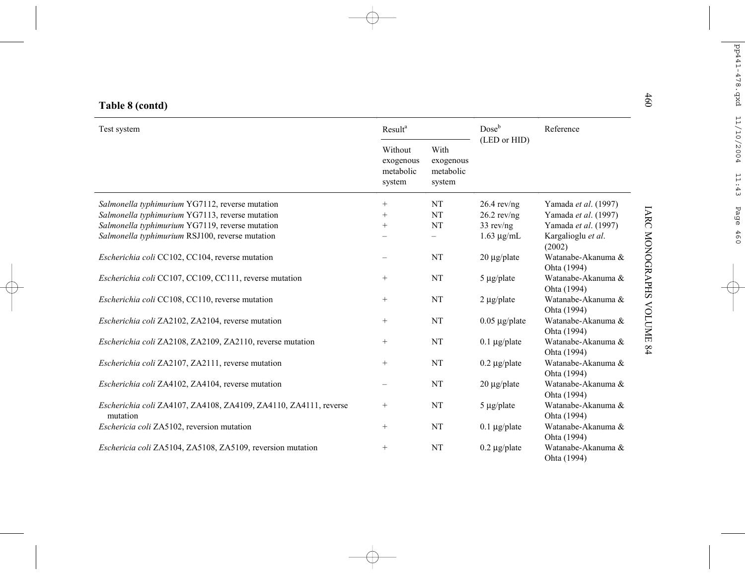**Table 8 (contd)**

| Test system | Result[a] | | Dose[b] (LED or HID) | Reference |
|---|---|---|---|---|
| | Without exogenous metabolic system | With exogenous metabolic system | | |
| *Salmonella typhimurium* YG7112, reverse mutation | + | NT | 26.4 rev/ng | Yamada *et al*. (1997) |
| *Salmonella typhimurium* YG7113, reverse mutation | + | NT | 26.2 rev/ng | Yamada *et al*. (1997) |
| *Salmonella typhimurium* YG7119, reverse mutation | + | NT | 33 rev/ng | Yamada *et al*. (1997) |
| *Salmonella typhimurium* RSJ100, reverse mutation | – | – | 1.63 μg/mL | Kargalioglu *et al*. (2002) |
| *Escherichia coli* CC102, CC104, reverse mutation | – | NT | 20 μg/plate | Watanabe-Akanuma & Ohta (1994) |
| *Escherichia coli* CC107, CC109, CC111, reverse mutation | + | NT | 5 μg/plate | Watanabe-Akanuma & Ohta (1994) |
| *Escherichia coli* CC108, CC110, reverse mutation | + | NT | 2 μg/plate | Watanabe-Akanuma & Ohta (1994) |
| *Escherichia coli* ZA2102, ZA2104, reverse mutation | + | NT | 0.05 μg/plate | Watanabe-Akanuma & Ohta (1994) |
| *Escherichia coli* ZA2108, ZA2109, ZA2110, reverse mutation | + | NT | 0.1 μg/plate | Watanabe-Akanuma & Ohta (1994) |
| *Escherichia coli* ZA2107, ZA2111, reverse mutation | + | NT | 0.2 μg/plate | Watanabe-Akanuma & Ohta (1994) |
| *Escherichia coli* ZA4102, ZA4104, reverse mutation | – | NT | 20 μg/plate | Watanabe-Akanuma & Ohta (1994) |
| *Escherichia coli* ZA4107, ZA4108, ZA4109, ZA4110, ZA4111, reverse mutation | + | NT | 5 μg/plate | Watanabe-Akanuma & Ohta (1994) |
| *Eschericia coli* ZA5102, reversion mutation | + | NT | 0.1 μg/plate | Watanabe-Akanuma & Ohta (1994) |
| *Eschericia coli* ZA5104, ZA5108, ZA5109, reversion mutation | + | NT | 0.2 μg/plate | Watanabe-Akanuma & Ohta (1994) |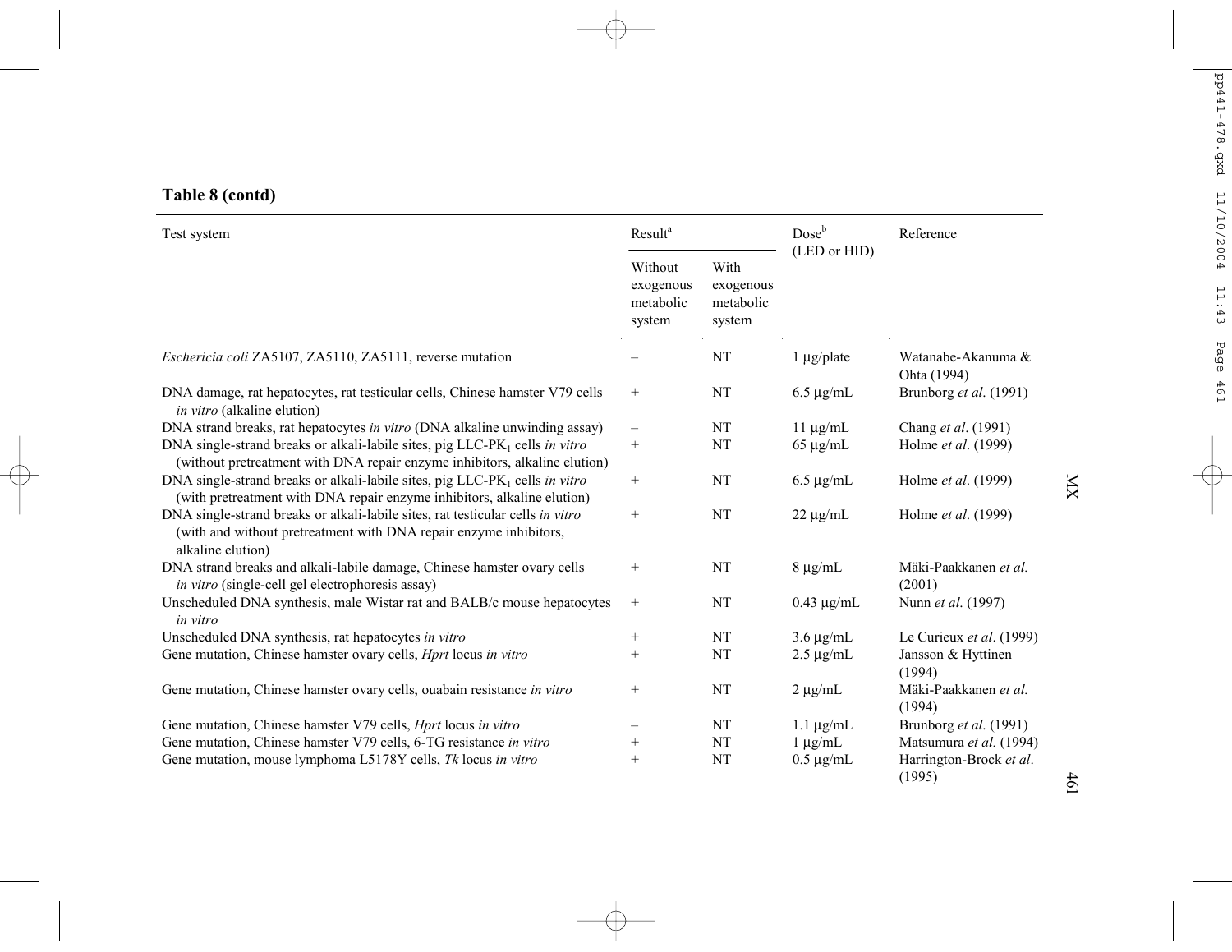**Table 8 (contd)**

| Test system | Result[a] | | Dose[b] (LED or HID) | Reference |
|---|---|---|---|---|
| | Without exogenous metabolic system | With exogenous metabolic system | | |
| *Eschericia coli* ZA5107, ZA5110, ZA5111, reverse mutation | – | NT | 1 µg/plate | Watanabe-Akanuma & Ohta (1994) |
| DNA damage, rat hepatocytes, rat testicular cells, Chinese hamster V79 cells *in vitro* (alkaline elution) | + | NT | 6.5 µg/mL | Brunborg *et al*. (1991) |
| DNA strand breaks, rat hepatocytes *in vitro* (DNA alkaline unwinding assay) | – | NT | 11 µg/mL | Chang *et al*. (1991) |
| DNA single-strand breaks or alkali-labile sites, pig LLC-$PK_1$ cells *in vitro* (without pretreatment with DNA repair enzyme inhibitors, alkaline elution) | + | NT | 65 µg/mL | Holme *et al*. (1999) |
| DNA single-strand breaks or alkali-labile sites, pig LLC-$PK_1$ cells *in vitro* (with pretreatment with DNA repair enzyme inhibitors, alkaline elution) | + | NT | 6.5 µg/mL | Holme *et al*. (1999) |
| DNA single-strand breaks or alkali-labile sites, rat testicular cells *in vitro* (with and without pretreatment with DNA repair enzyme inhibitors, alkaline elution) | + | NT | 22 µg/mL | Holme *et al*. (1999) |
| DNA strand breaks and alkali-labile damage, Chinese hamster ovary cells *in vitro* (single-cell gel electrophoresis assay) | + | NT | 8 µg/mL | Mäki-Paakkanen *et al.* (2001) |
| Unscheduled DNA synthesis, male Wistar rat and BALB/c mouse hepatocytes *in vitro* | + | NT | 0.43 µg/mL | Nunn *et al*. (1997) |
| Unscheduled DNA synthesis, rat hepatocytes *in vitro* | + | NT | 3.6 µg/mL | Le Curieux *et al*. (1999) |
| Gene mutation, Chinese hamster ovary cells, *Hprt* locus *in vitro* | + | NT | 2.5 µg/mL | Jansson & Hyttinen (1994) |
| Gene mutation, Chinese hamster ovary cells, ouabain resistance *in vitro* | + | NT | 2 µg/mL | Mäki-Paakkanen *et al.* (1994) |
| Gene mutation, Chinese hamster V79 cells, *Hprt* locus *in vitro* | – | NT | 1.1 µg/mL | Brunborg *et al*. (1991) |
| Gene mutation, Chinese hamster V79 cells, 6-TG resistance *in vitro* | + | NT | 1 µg/mL | Matsumura *et al.* (1994) |
| Gene mutation, mouse lymphoma L5178Y cells, *Tk* locus *in vitro* | + | NT | 0.5 µg/mL | Harrington-Brock *et al*. (1995) |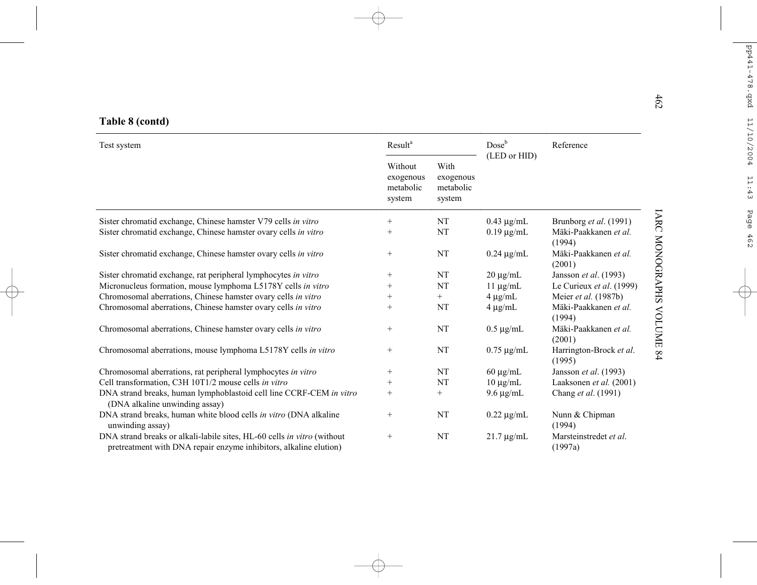**Table 8 (contd)**

| Test system | Result[a] | | Dose[b] (LED or HID) | Reference |
|---|---|---|---|---|
| | Without exogenous metabolic system | With exogenous metabolic system | | |
| Sister chromatid exchange, Chinese hamster V79 cells *in vitro* | + | NT | 0.43 μg/mL | Brunborg *et al*. (1991) |
| Sister chromatid exchange, Chinese hamster ovary cells *in vitro* | + | NT | 0.19 μg/mL | Mäki-Paakkanen *et al.* (1994) |
| Sister chromatid exchange, Chinese hamster ovary cells *in vitro* | + | NT | 0.24 μg/mL | Mäki-Paakkanen *et al.* (2001) |
| Sister chromatid exchange, rat peripheral lymphocytes *in vitro* | + | NT | 20 μg/mL | Jansson *et al*. (1993) |
| Micronucleus formation, mouse lymphoma L5178Y cells *in vitro* | + | NT | 11 μg/mL | Le Curieux *et al.* (1999) |
| Chromosomal aberrations, Chinese hamster ovary cells *in vitro* | + | + | 4 μg/mL | Meier *et al.* (1987b) |
| Chromosomal aberrations, Chinese hamster ovary cells *in vitro* | + | NT | 4 μg/mL | Mäki-Paakkanen *et al.* (1994) |
| Chromosomal aberrations, Chinese hamster ovary cells *in vitro* | + | NT | 0.5 μg/mL | Mäki-Paakkanen *et al.* (2001) |
| Chromosomal aberrations, mouse lymphoma L5178Y cells *in vitro* | + | NT | 0.75 μg/mL | Harrington-Brock *et al*. (1995) |
| Chromosomal aberrations, rat peripheral lymphocytes *in vitro* | + | NT | 60 μg/mL | Jansson *et al*. (1993) |
| Cell transformation, C3H 10T1/2 mouse cells *in vitro* | + | NT | 10 μg/mL | Laaksonen *et al.* (2001) |
| DNA strand breaks, human lymphoblastoid cell line CCRF-CEM *in vitro* (DNA alkaline unwinding assay) | + | + | 9.6 μg/mL | Chang *et al*. (1991) |
| DNA strand breaks, human white blood cells *in vitro* (DNA alkaline unwinding assay) | + | NT | 0.22 μg/mL | Nunn & Chipman (1994) |
| DNA strand breaks or alkali-labile sites, HL-60 cells *in vitro* (without pretreatment with DNA repair enzyme inhibitors, alkaline elution) | + | NT | 21.7 μg/mL | Marsteinstredet *et al.* (1997a) |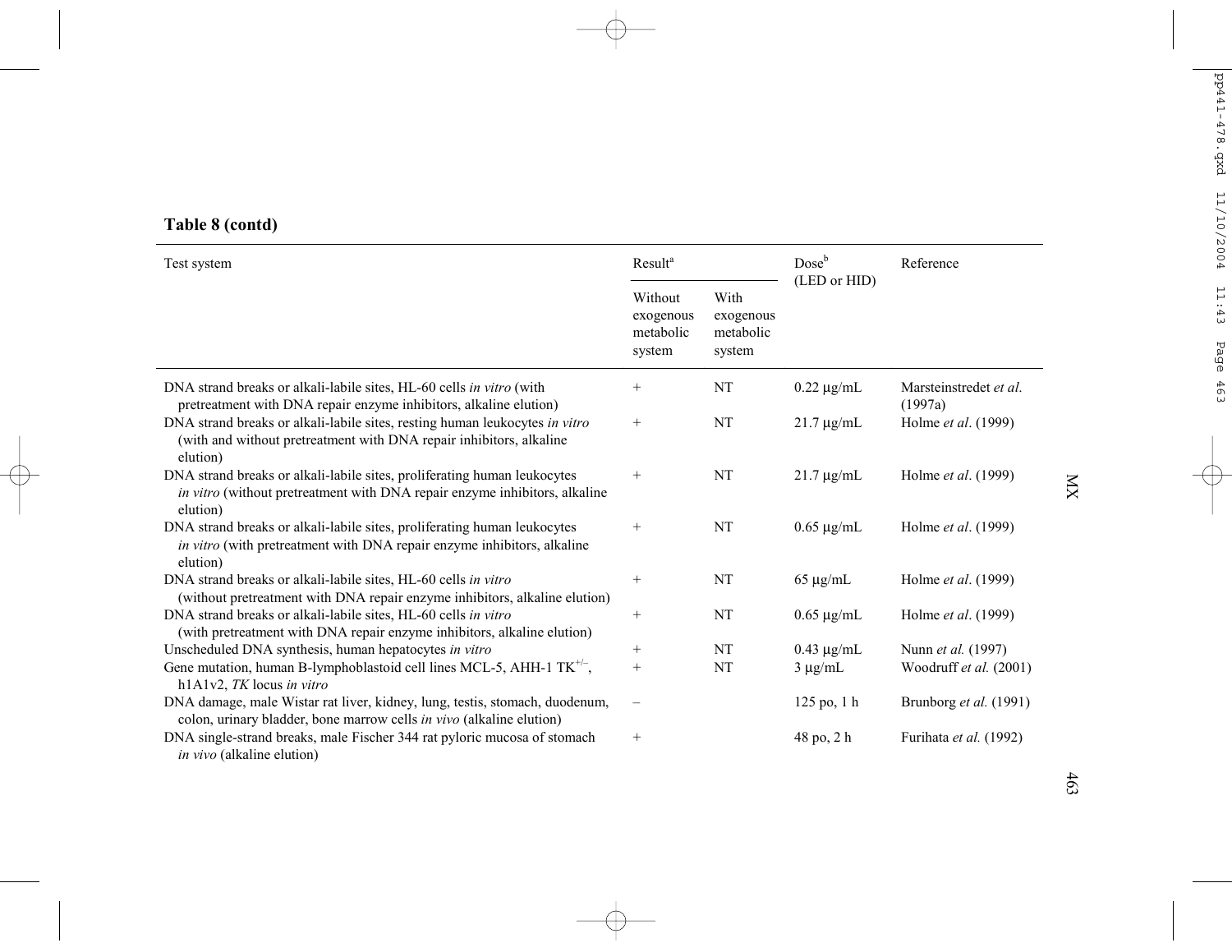**Table 8 (contd)**

| Test system | Result[a] | | Dose[b] (LED or HID) | Reference |
|---|---|---|---|---|
| | Without exogenous metabolic system | With exogenous metabolic system | | |
| DNA strand breaks or alkali-labile sites, HL-60 cells *in vitro* (with pretreatment with DNA repair enzyme inhibitors, alkaline elution) | + | NT | 0.22 μg/mL | Marsteinstredet *et al.* (1997a) |
| DNA strand breaks or alkali-labile sites, resting human leukocytes *in vitro* (with and without pretreatment with DNA repair inhibitors, alkaline elution) | + | NT | 21.7 μg/mL | Holme *et al*. (1999) |
| DNA strand breaks or alkali-labile sites, proliferating human leukocytes *in vitro* (without pretreatment with DNA repair enzyme inhibitors, alkaline elution) | + | NT | 21.7 μg/mL | Holme *et al*. (1999) |
| DNA strand breaks or alkali-labile sites, proliferating human leukocytes *in vitro* (with pretreatment with DNA repair enzyme inhibitors, alkaline elution) | + | NT | 0.65 μg/mL | Holme *et al*. (1999) |
| DNA strand breaks or alkali-labile sites, HL-60 cells *in vitro* (without pretreatment with DNA repair enzyme inhibitors, alkaline elution) | + | NT | 65 μg/mL | Holme *et al*. (1999) |
| DNA strand breaks or alkali-labile sites, HL-60 cells *in vitro* (with pretreatment with DNA repair enzyme inhibitors, alkaline elution) | + | NT | 0.65 μg/mL | Holme *et al*. (1999) |
| Unscheduled DNA synthesis, human hepatocytes *in vitro* | + | NT | 0.43 μg/mL | Nunn *et al.* (1997) |
| Gene mutation, human B-lymphoblastoid cell lines MCL-5, AHH-1 $TK^{+/-}$, h1A1v2, *TK* locus *in vitro* | + | NT | 3 μg/mL | Woodruff *et al.* (2001) |
| DNA damage, male Wistar rat liver, kidney, lung, testis, stomach, duodenum, colon, urinary bladder, bone marrow cells *in vivo* (alkaline elution) | – | | 125 po, 1 h | Brunborg *et al.* (1991) |
| DNA single-strand breaks, male Fischer 344 rat pyloric mucosa of stomach *in vivo* (alkaline elution) | + | | 48 po, 2 h | Furihata *et al.* (1992) |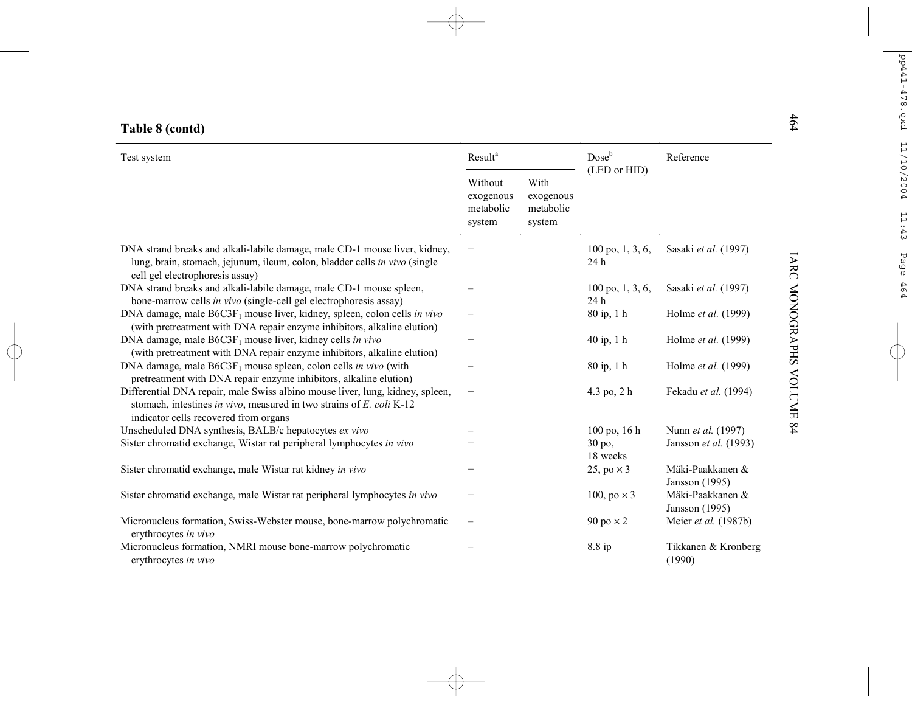**Table 8 (contd)**

| Test system | Result[a] | | Dose[b] (LED or HID) | Reference |
|---|---|---|---|---|
| | Without exogenous metabolic system | With exogenous metabolic system | | |
| DNA strand breaks and alkali-labile damage, male CD-1 mouse liver, kidney, lung, brain, stomach, jejunum, ileum, colon, bladder cells *in vivo* (single cell gel electrophoresis assay) | + | | 100 po, 1, 3, 6, 24 h | Sasaki *et al.* (1997) |
| DNA strand breaks and alkali-labile damage, male CD-1 mouse spleen, bone-marrow cells *in vivo* (single-cell gel electrophoresis assay) | – | | 100 po, 1, 3, 6, 24 h | Sasaki *et al.* (1997) |
| DNA damage, male $B6C3F_1$ mouse liver, kidney, spleen, colon cells *in vivo* (with pretreatment with DNA repair enzyme inhibitors, alkaline elution) | – | | 80 ip, 1 h | Holme *et al.* (1999) |
| DNA damage, male $B6C3F_1$ mouse liver, kidney cells *in vivo* (with pretreatment with DNA repair enzyme inhibitors, alkaline elution) | + | | 40 ip, 1 h | Holme *et al.* (1999) |
| DNA damage, male $B6C3F_1$ mouse spleen, colon cells *in vivo* (with pretreatment with DNA repair enzyme inhibitors, alkaline elution) | – | | 80 ip, 1 h | Holme *et al.* (1999) |
| Differential DNA repair, male Swiss albino mouse liver, lung, kidney, spleen, stomach, intestines *in vivo*, measured in two strains of *E. coli* K-12 indicator cells recovered from organs | + | | 4.3 po, 2 h | Fekadu *et al.* (1994) |
| Unscheduled DNA synthesis, BALB/c hepatocytes *ex vivo* | – | | 100 po, 16 h | Nunn *et al.* (1997) |
| Sister chromatid exchange, Wistar rat peripheral lymphocytes *in vivo* | + | | 30 po, 18 weeks | Jansson *et al.* (1993) |
| Sister chromatid exchange, male Wistar rat kidney *in vivo* | + | | 25, po × 3 | Mäki-Paakkanen & Jansson (1995) |
| Sister chromatid exchange, male Wistar rat peripheral lymphocytes *in vivo* | + | | 100, po × 3 | Mäki-Paakkanen & Jansson (1995) |
| Micronucleus formation, Swiss-Webster mouse, bone-marrow polychromatic erythrocytes *in vivo* | – | | 90 po × 2 | Meier *et al.* (1987b) |
| Micronucleus formation, NMRI mouse bone-marrow polychromatic erythrocytes *in vivo* | – | | 8.8 ip | Tikkanen & Kronberg (1990) |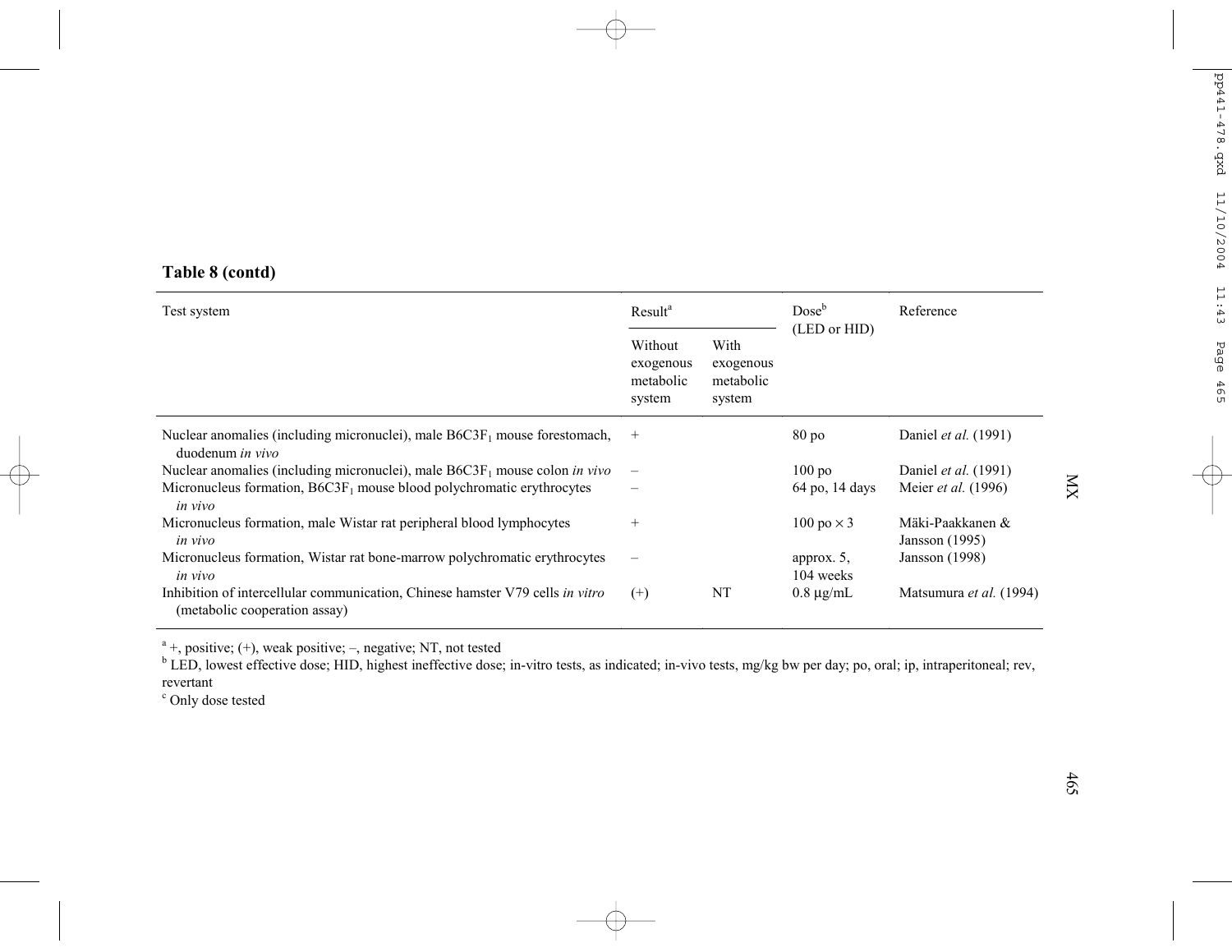**Table 8 (contd)**

| Test system | Result[a] | | Dose[b] (LED or HID) | Reference |
|---|---|---|---|---|
| | Without exogenous metabolic system | With exogenous metabolic system | | |
| Nuclear anomalies (including micronuclei), male B6C3F$_1$ mouse forestomach, duodenum *in vivo* | + | | 80 po | Daniel *et al.* (1991) |
| Nuclear anomalies (including micronuclei), male B6C3F$_1$ mouse colon *in vivo* | – | | 100 po | Daniel *et al.* (1991) |
| Micronucleus formation, B6C3F$_1$ mouse blood polychromatic erythrocytes *in vivo* | – | | 64 po, 14 days | Meier *et al.* (1996) |
| Micronucleus formation, male Wistar rat peripheral blood lymphocytes *in vivo* | + | | 100 po × 3 | Mäki-Paakkanen & Jansson (1995) |
| Micronucleus formation, Wistar rat bone-marrow polychromatic erythrocytes *in vivo* | – | | approx. 5, 104 weeks | Jansson (1998) |
| Inhibition of intercellular communication, Chinese hamster V79 cells *in vitro* (metabolic cooperation assay) | (+) | NT | 0.8 μg/mL | Matsumura *et al.* (1994) |

[a] +, positive; (+), weak positive; –, negative; NT, not tested

[b] LED, lowest effective dose; HID, highest ineffective dose; in-vitro tests, as indicated; in-vivo tests, mg/kg bw per day; po, oral; ip, intraperitoneal; rev, revertant

[c] Only dose tested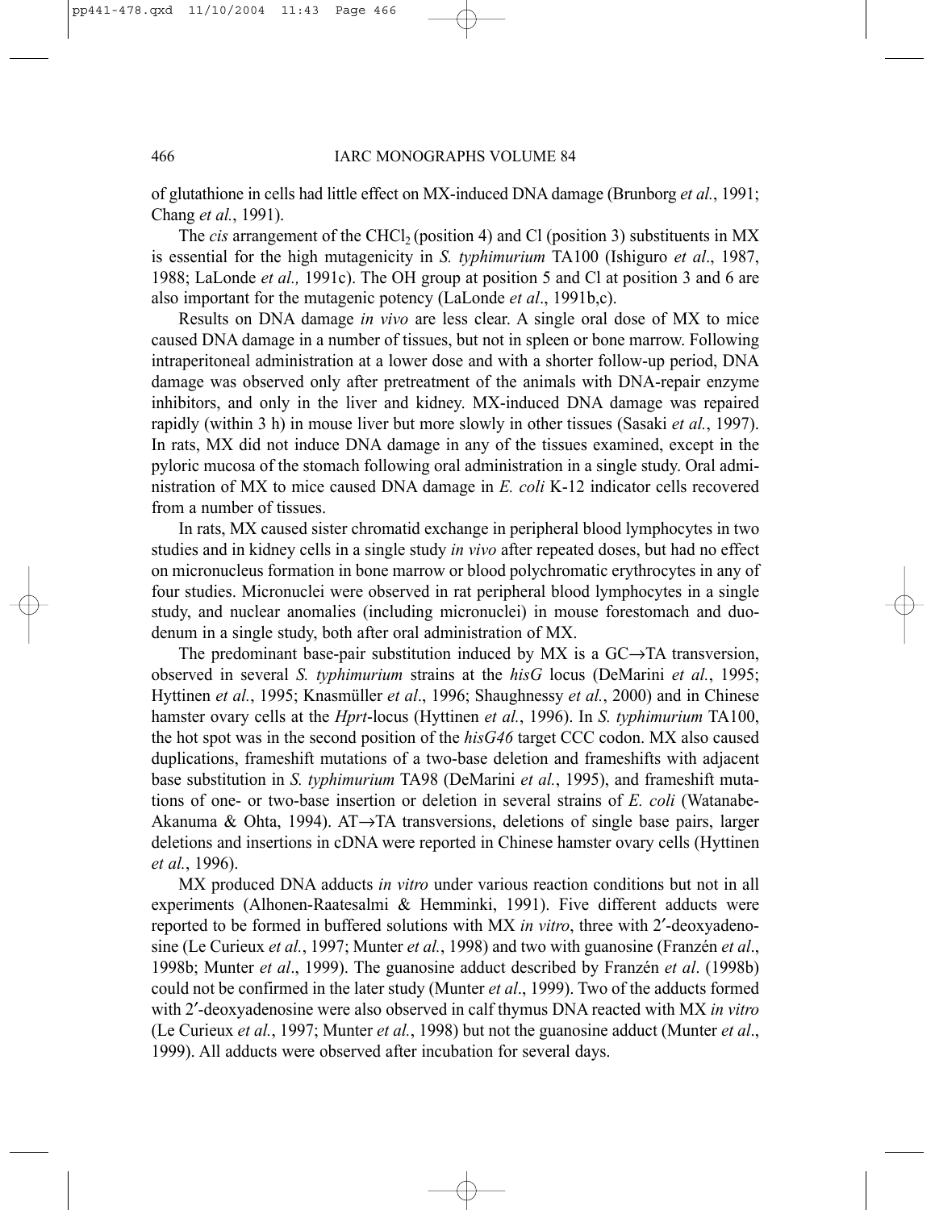of glutathione in cells had little effect on MX-induced DNA damage (Brunborg *et al.*, 1991; Chang *et al.*, 1991).

The *cis* arrangement of the $CHCl_2$ (position 4) and Cl (position 3) substituents in MX is essential for the high mutagenicity in *S. typhimurium* TA100 (Ishiguro *et al*., 1987, 1988; LaLonde *et al.,* 1991c). The OH group at position 5 and Cl at position 3 and 6 are also important for the mutagenic potency (LaLonde *et al*., 1991b,c).

Results on DNA damage *in vivo* are less clear. A single oral dose of MX to mice caused DNA damage in a number of tissues, but not in spleen or bone marrow. Following intraperitoneal administration at a lower dose and with a shorter follow-up period, DNA damage was observed only after pretreatment of the animals with DNA-repair enzyme inhibitors, and only in the liver and kidney. MX-induced DNA damage was repaired rapidly (within 3 h) in mouse liver but more slowly in other tissues (Sasaki *et al.*, 1997). In rats, MX did not induce DNA damage in any of the tissues examined, except in the pyloric mucosa of the stomach following oral administration in a single study. Oral administration of MX to mice caused DNA damage in *E. coli* K-12 indicator cells recovered from a number of tissues.

In rats, MX caused sister chromatid exchange in peripheral blood lymphocytes in two studies and in kidney cells in a single study *in vivo* after repeated doses, but had no effect on micronucleus formation in bone marrow or blood polychromatic erythrocytes in any of four studies. Micronuclei were observed in rat peripheral blood lymphocytes in a single study, and nuclear anomalies (including micronuclei) in mouse forestomach and duodenum in a single study, both after oral administration of MX.

The predominant base-pair substitution induced by MX is a GC→TA transversion, observed in several *S. typhimurium* strains at the *hisG* locus (DeMarini *et al.*, 1995; Hyttinen *et al.*, 1995; Knasmüller *et al*., 1996; Shaughnessy *et al.*, 2000) and in Chinese hamster ovary cells at the *Hprt*-locus (Hyttinen *et al.*, 1996). In *S. typhimurium* TA100, the hot spot was in the second position of the *hisG46* target CCC codon. MX also caused duplications, frameshift mutations of a two-base deletion and frameshifts with adjacent base substitution in *S. typhimurium* TA98 (DeMarini *et al.*, 1995), and frameshift mutations of one- or two-base insertion or deletion in several strains of *E. coli* (Watanabe-Akanuma & Ohta, 1994). AT→TA transversions, deletions of single base pairs, larger deletions and insertions in cDNA were reported in Chinese hamster ovary cells (Hyttinen *et al.*, 1996).

MX produced DNA adducts *in vitro* under various reaction conditions but not in all experiments (Alhonen-Raatesalmi & Hemminki, 1991). Five different adducts were reported to be formed in buffered solutions with MX *in vitro*, three with 2′-deoxyadenosine (Le Curieux *et al.*, 1997; Munter *et al.*, 1998) and two with guanosine (Franzén *et al*., 1998b; Munter *et al*., 1999). The guanosine adduct described by Franzén *et al*. (1998b) could not be confirmed in the later study (Munter *et al*., 1999). Two of the adducts formed with 2′-deoxyadenosine were also observed in calf thymus DNA reacted with MX *in vitro* (Le Curieux *et al.*, 1997; Munter *et al.*, 1998) but not the guanosine adduct (Munter *et al*., 1999). All adducts were observed after incubation for several days.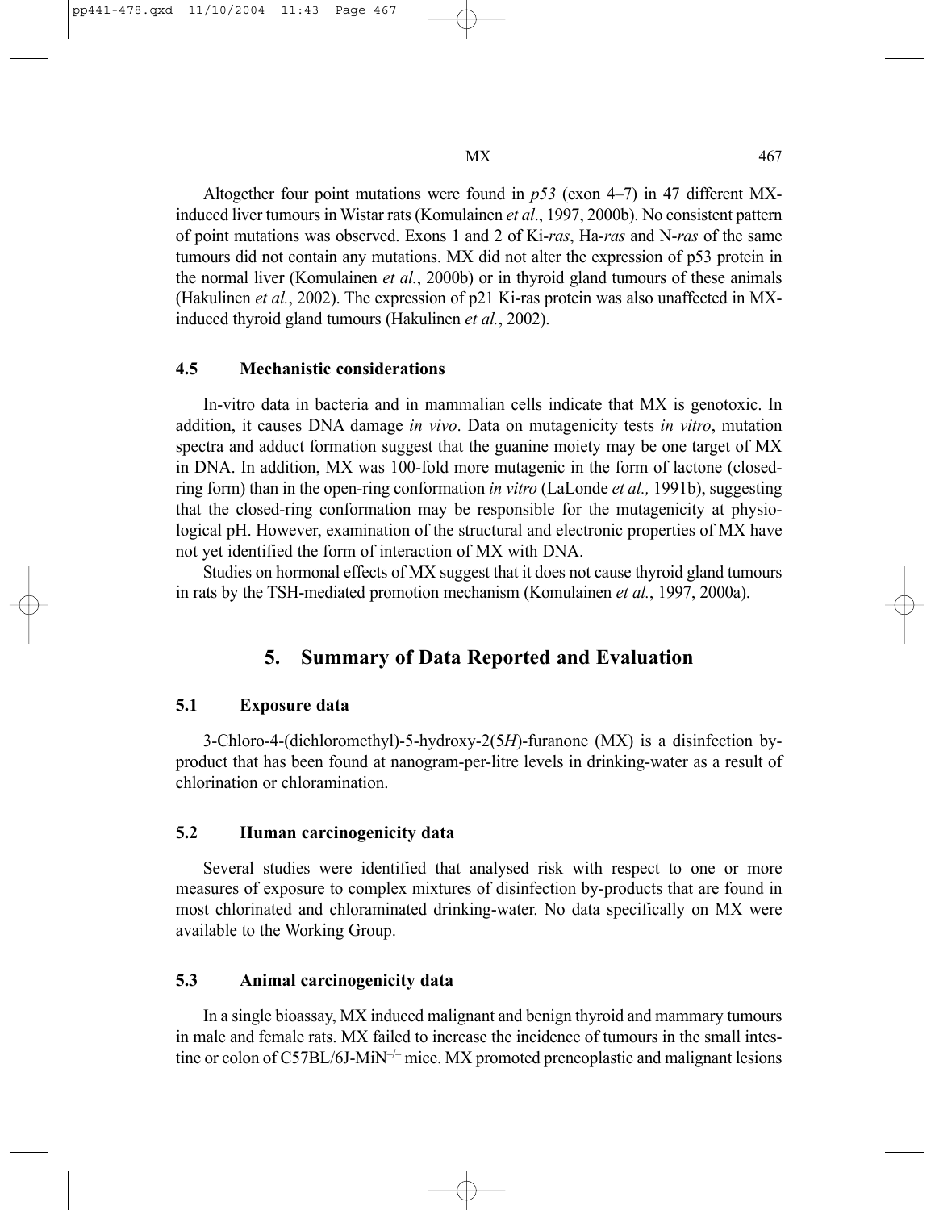Altogether four point mutations were found in *p53* (exon 4–7) in 47 different MX-induced liver tumours in Wistar rats (Komulainen *et al*., 1997, 2000b). No consistent pattern of point mutations was observed. Exons 1 and 2 of Ki-*ras*, Ha-*ras* and N-*ras* of the same tumours did not contain any mutations. MX did not alter the expression of p53 protein in the normal liver (Komulainen *et al.*, 2000b) or in thyroid gland tumours of these animals (Hakulinen *et al.*, 2002). The expression of p21 Ki-ras protein was also unaffected in MX-induced thyroid gland tumours (Hakulinen *et al.*, 2002).

### 4.5 Mechanistic considerations

In-vitro data in bacteria and in mammalian cells indicate that MX is genotoxic. In addition, it causes DNA damage *in vivo*. Data on mutagenicity tests *in vitro*, mutation spectra and adduct formation suggest that the guanine moiety may be one target of MX in DNA. In addition, MX was 100-fold more mutagenic in the form of lactone (closed-ring form) than in the open-ring conformation *in vitro* (LaLonde *et al.,* 1991b), suggesting that the closed-ring conformation may be responsible for the mutagenicity at physiological pH. However, examination of the structural and electronic properties of MX have not yet identified the form of interaction of MX with DNA.

Studies on hormonal effects of MX suggest that it does not cause thyroid gland tumours in rats by the TSH-mediated promotion mechanism (Komulainen *et al.*, 1997, 2000a).

## 5. Summary of Data Reported and Evaluation

### 5.1 Exposure data

3-Chloro-4-(dichloromethyl)-5-hydroxy-2(5*H*)-furanone (MX) is a disinfection by-product that has been found at nanogram-per-litre levels in drinking-water as a result of chlorination or chloramination.

### 5.2 Human carcinogenicity data

Several studies were identified that analysed risk with respect to one or more measures of exposure to complex mixtures of disinfection by-products that are found in most chlorinated and chloraminated drinking-water. No data specifically on MX were available to the Working Group.

### 5.3 Animal carcinogenicity data

In a single bioassay, MX induced malignant and benign thyroid and mammary tumours in male and female rats. MX failed to increase the incidence of tumours in the small intestine or colon of C57BL/6J-MiN$^{-/-}$ mice. MX promoted preneoplastic and malignant lesions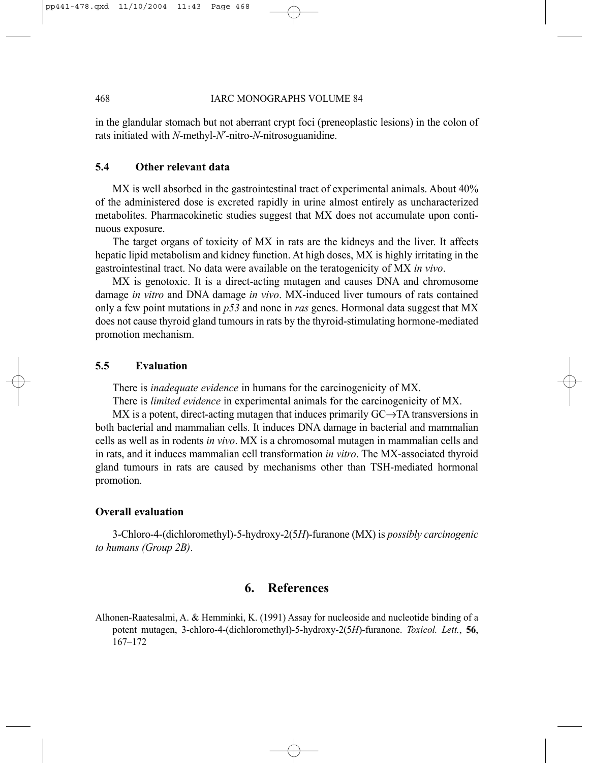in the glandular stomach but not aberrant crypt foci (preneoplastic lesions) in the colon of rats initiated with *N*-methyl-*N*′-nitro-*N*-nitrosoguanidine.

### 5.4 Other relevant data

MX is well absorbed in the gastrointestinal tract of experimental animals. About 40% of the administered dose is excreted rapidly in urine almost entirely as uncharacterized metabolites. Pharmacokinetic studies suggest that MX does not accumulate upon continuous exposure.

The target organs of toxicity of MX in rats are the kidneys and the liver. It affects hepatic lipid metabolism and kidney function. At high doses, MX is highly irritating in the gastrointestinal tract. No data were available on the teratogenicity of MX *in vivo*.

MX is genotoxic. It is a direct-acting mutagen and causes DNA and chromosome damage *in vitro* and DNA damage *in vivo*. MX-induced liver tumours of rats contained only a few point mutations in *p53* and none in *ras* genes. Hormonal data suggest that MX does not cause thyroid gland tumours in rats by the thyroid-stimulating hormone-mediated promotion mechanism.

### 5.5 Evaluation

There is *inadequate evidence* in humans for the carcinogenicity of MX.

There is *limited evidence* in experimental animals for the carcinogenicity of MX.

MX is a potent, direct-acting mutagen that induces primarily GC→TA transversions in both bacterial and mammalian cells. It induces DNA damage in bacterial and mammalian cells as well as in rodents *in vivo*. MX is a chromosomal mutagen in mammalian cells and in rats, and it induces mammalian cell transformation *in vitro*. The MX-associated thyroid gland tumours in rats are caused by mechanisms other than TSH-mediated hormonal promotion.

#### Overall evaluation

3-Chloro-4-(dichloromethyl)-5-hydroxy-2(5*H*)-furanone (MX) is *possibly carcinogenic to humans (Group 2B)*.

## 6. References

Alhonen-Raatesalmi, A. & Hemminki, K. (1991) Assay for nucleoside and nucleotide binding of a potent mutagen, 3-chloro-4-(dichloromethyl)-5-hydroxy-2(5*H*)-furanone. *Toxicol. Lett.*, **56**, 167–172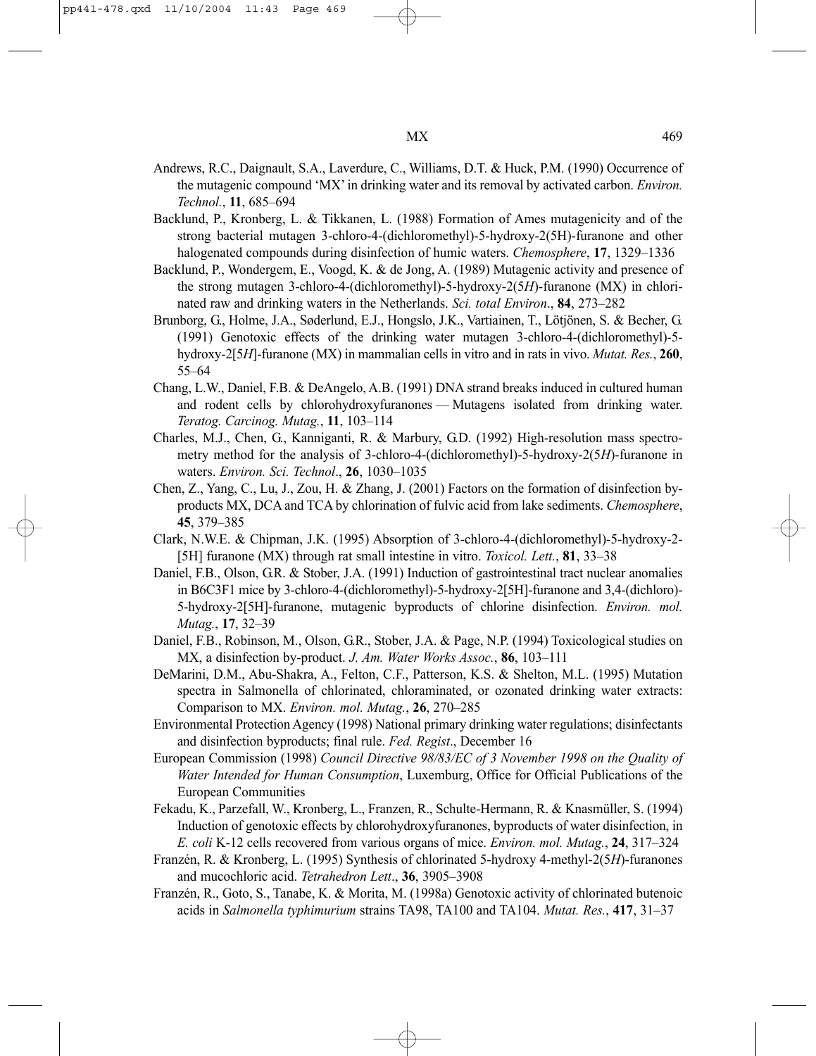Andrews, R.C., Daignault, S.A., Laverdure, C., Williams, D.T. & Huck, P.M. (1990) Occurrence of the mutagenic compound 'MX' in drinking water and its removal by activated carbon. *Environ. Technol.*, **11**, 685–694

Backlund, P., Kronberg, L. & Tikkanen, L. (1988) Formation of Ames mutagenicity and of the strong bacterial mutagen 3-chloro-4-(dichloromethyl)-5-hydroxy-2(5H)-furanone and other halogenated compounds during disinfection of humic waters. *Chemosphere*, **17**, 1329–1336

Backlund, P., Wondergem, E., Voogd, K. & de Jong, A. (1989) Mutagenic activity and presence of the strong mutagen 3-chloro-4-(dichloromethyl)-5-hydroxy-2(5*H*)-furanone (MX) in chlorinated raw and drinking waters in the Netherlands. *Sci. total Environ*., **84**, 273–282

Brunborg, G., Holme, J.A., Søderlund, E.J., Hongslo, J.K., Vartiainen, T., Lötjönen, S. & Becher, G. (1991) Genotoxic effects of the drinking water mutagen 3-chloro-4-(dichloromethyl)-5-hydroxy-2[5*H*]-furanone (MX) in mammalian cells in vitro and in rats in vivo. *Mutat. Res.*, **260**, 55–64

Chang, L.W., Daniel, F.B. & DeAngelo, A.B. (1991) DNA strand breaks induced in cultured human and rodent cells by chlorohydroxyfuranones — Mutagens isolated from drinking water. *Teratog. Carcinog. Mutag.*, **11**, 103–114

Charles, M.J., Chen, G., Kanniganti, R. & Marbury, G.D. (1992) High-resolution mass spectrometry method for the analysis of 3-chloro-4-(dichloromethyl)-5-hydroxy-2(5*H*)-furanone in waters. *Environ. Sci. Technol*., **26**, 1030–1035

Chen, Z., Yang, C., Lu, J., Zou, H. & Zhang, J. (2001) Factors on the formation of disinfection by-products MX, DCA and TCA by chlorination of fulvic acid from lake sediments. *Chemosphere*, **45**, 379–385

Clark, N.W.E. & Chipman, J.K. (1995) Absorption of 3-chloro-4-(dichloromethyl)-5-hydroxy-2-[5H] furanone (MX) through rat small intestine in vitro. *Toxicol. Lett.*, **81**, 33–38

Daniel, F.B., Olson, G.R. & Stober, J.A. (1991) Induction of gastrointestinal tract nuclear anomalies in B6C3F1 mice by 3-chloro-4-(dichloromethyl)-5-hydroxy-2[5H]-furanone and 3,4-(dichloro)-5-hydroxy-2[5H]-furanone, mutagenic byproducts of chlorine disinfection. *Environ. mol. Mutag.*, **17**, 32–39

Daniel, F.B., Robinson, M., Olson, G.R., Stober, J.A. & Page, N.P. (1994) Toxicological studies on MX, a disinfection by-product. *J. Am. Water Works Assoc.*, **86**, 103–111

DeMarini, D.M., Abu-Shakra, A., Felton, C.F., Patterson, K.S. & Shelton, M.L. (1995) Mutation spectra in Salmonella of chlorinated, chloraminated, or ozonated drinking water extracts: Comparison to MX. *Environ. mol. Mutag.*, **26**, 270–285

Environmental Protection Agency (1998) National primary drinking water regulations; disinfectants and disinfection byproducts; final rule. *Fed. Regist*., December 16

European Commission (1998) *Council Directive 98/83/EC of 3 November 1998 on the Quality of Water Intended for Human Consumption*, Luxemburg, Office for Official Publications of the European Communities

Fekadu, K., Parzefall, W., Kronberg, L., Franzen, R., Schulte-Hermann, R. & Knasmüller, S. (1994) Induction of genotoxic effects by chlorohydroxyfuranones, byproducts of water disinfection, in *E. coli* K-12 cells recovered from various organs of mice. *Environ. mol. Mutag.*, **24**, 317–324

Franzén, R. & Kronberg, L. (1995) Synthesis of chlorinated 5-hydroxy 4-methyl-2(5*H*)-furanones and mucochloric acid. *Tetrahedron Lett*., **36**, 3905–3908

Franzén, R., Goto, S., Tanabe, K. & Morita, M. (1998a) Genotoxic activity of chlorinated butenoic acids in *Salmonella typhimurium* strains TA98, TA100 and TA104. *Mutat. Res.*, **417**, 31–37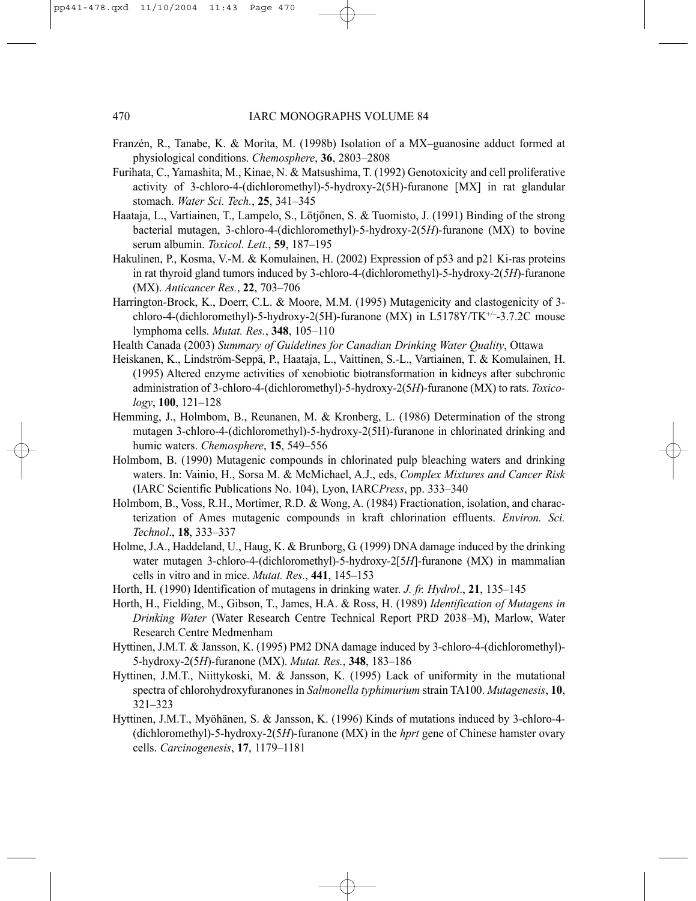Franzén, R., Tanabe, K. & Morita, M. (1998b) Isolation of a MX–guanosine adduct formed at physiological conditions. *Chemosphere*, **36**, 2803–2808

Furihata, C., Yamashita, M., Kinae, N. & Matsushima, T. (1992) Genotoxicity and cell proliferative activity of 3-chloro-4-(dichloromethyl)-5-hydroxy-2(5H)-furanone [MX] in rat glandular stomach. *Water Sci. Tech.*, **25**, 341–345

Haataja, L., Vartiainen, T., Lampelo, S., Lötjönen, S. & Tuomisto, J. (1991) Binding of the strong bacterial mutagen, 3-chloro-4-(dichloromethyl)-5-hydroxy-2(5*H*)-furanone (MX) to bovine serum albumin. *Toxicol. Lett.*, **59**, 187–195

Hakulinen, P., Kosma, V.-M. & Komulainen, H. (2002) Expression of p53 and p21 Ki-ras proteins in rat thyroid gland tumors induced by 3-chloro-4-(dichloromethyl)-5-hydroxy-2(*5H*)-furanone (MX). *Anticancer Res.*, **22**, 703–706

Harrington-Brock, K., Doerr, C.L. & Moore, M.M. (1995) Mutagenicity and clastogenicity of 3-chloro-4-(dichloromethyl)-5-hydroxy-2(5H)-furanone (MX) in L5178Y/TK$^{+/-}$-3.7.2C mouse lymphoma cells. *Mutat. Res.*, **348**, 105–110

Health Canada (2003) *Summary of Guidelines for Canadian Drinking Water Quality*, Ottawa

Heiskanen, K., Lindström-Seppä, P., Haataja, L., Vaittinen, S.-L., Vartiainen, T. & Komulainen, H. (1995) Altered enzyme activities of xenobiotic biotransformation in kidneys after subchronic administration of 3-chloro-4-(dichloromethyl)-5-hydroxy-2(5*H*)-furanone (MX) to rats. *Toxicology*, **100**, 121–128

Hemming, J., Holmbom, B., Reunanen, M. & Kronberg, L. (1986) Determination of the strong mutagen 3-chloro-4-(dichloromethyl)-5-hydroxy-2(5H)-furanone in chlorinated drinking and humic waters. *Chemosphere*, **15**, 549–556

Holmbom, B. (1990) Mutagenic compounds in chlorinated pulp bleaching waters and drinking waters. In: Vainio, H., Sorsa M. & McMichael, A.J., eds, *Complex Mixtures and Cancer Risk* (IARC Scientific Publications No. 104), Lyon, IARC*Press*, pp. 333–340

Holmbom, B., Voss, R.H., Mortimer, R.D. & Wong, A. (1984) Fractionation, isolation, and characterization of Ames mutagenic compounds in kraft chlorination effluents. *Environ. Sci. Technol*., **18**, 333–337

Holme, J.A., Haddeland, U., Haug, K. & Brunborg, G. (1999) DNA damage induced by the drinking water mutagen 3-chloro-4-(dichloromethyl)-5-hydroxy-2[5*H*]-furanone (MX) in mammalian cells in vitro and in mice. *Mutat. Res.*, **441**, 145–153

Horth, H. (1990) Identification of mutagens in drinking water. *J. fr. Hydrol*., **21**, 135–145

Horth, H., Fielding, M., Gibson, T., James, H.A. & Ross, H. (1989) *Identification of Mutagens in Drinking Water* (Water Research Centre Technical Report PRD 2038–M), Marlow, Water Research Centre Medmenham

Hyttinen, J.M.T. & Jansson, K. (1995) PM2 DNA damage induced by 3-chloro-4-(dichloromethyl)-5-hydroxy-2(5*H*)-furanone (MX). *Mutat. Res.*, **348**, 183–186

Hyttinen, J.M.T., Niittykoski, M. & Jansson, K. (1995) Lack of uniformity in the mutational spectra of chlorohydroxyfuranones in *Salmonella typhimurium* strain TA100. *Mutagenesis*, **10**, 321–323

Hyttinen, J.M.T., Myöhänen, S. & Jansson, K. (1996) Kinds of mutations induced by 3-chloro-4-(dichloromethyl)-5-hydroxy-2(5*H*)-furanone (MX) in the *hprt* gene of Chinese hamster ovary cells. *Carcinogenesis*, **17**, 1179–1181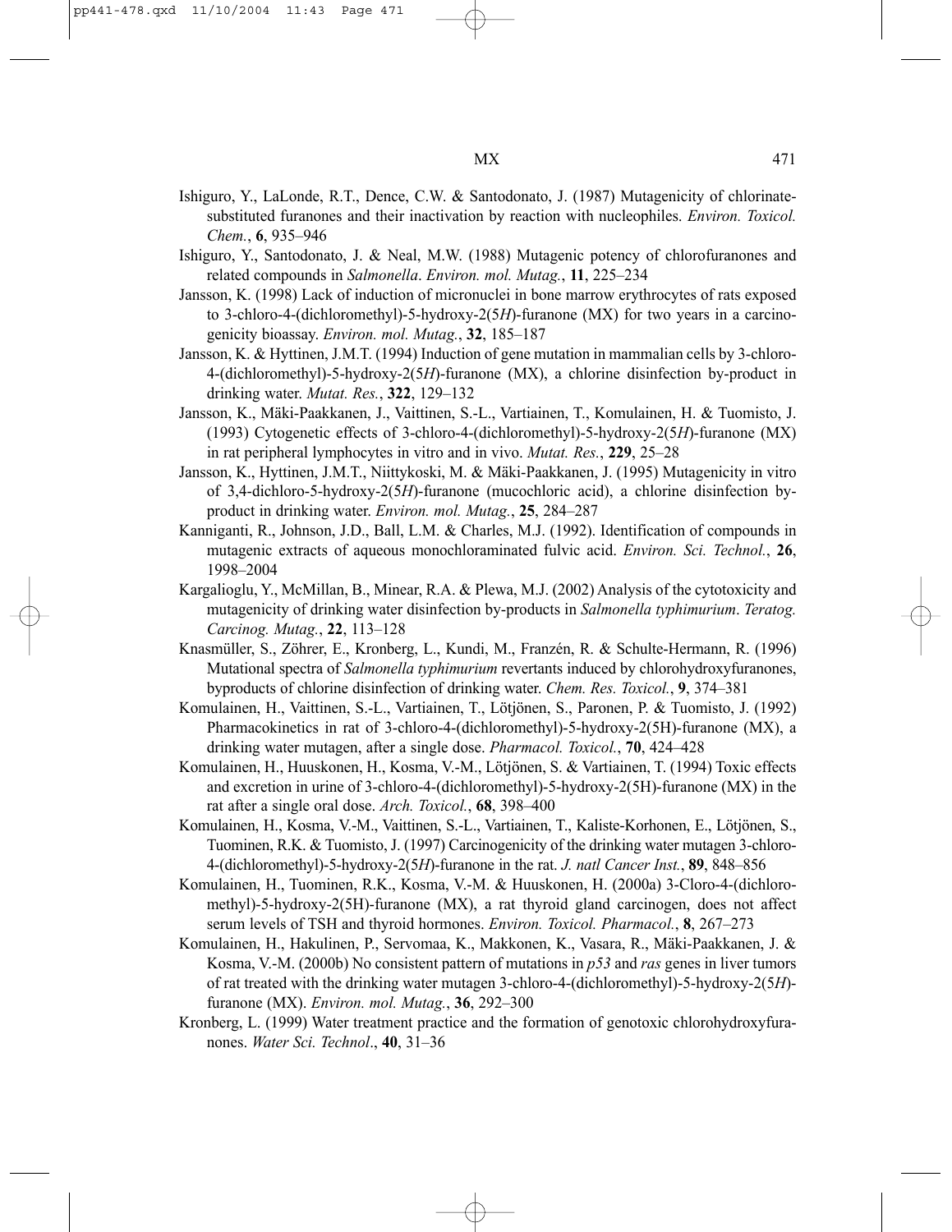Ishiguro, Y., LaLonde, R.T., Dence, C.W. & Santodonato, J. (1987) Mutagenicity of chlorinate-substituted furanones and their inactivation by reaction with nucleophiles. *Environ. Toxicol. Chem.*, **6**, 935–946

Ishiguro, Y., Santodonato, J. & Neal, M.W. (1988) Mutagenic potency of chlorofuranones and related compounds in *Salmonella*. *Environ. mol. Mutag.*, **11**, 225–234

Jansson, K. (1998) Lack of induction of micronuclei in bone marrow erythrocytes of rats exposed to 3-chloro-4-(dichloromethyl)-5-hydroxy-2(5*H*)-furanone (MX) for two years in a carcinogenicity bioassay. *Environ. mol. Mutag.*, **32**, 185–187

Jansson, K. & Hyttinen, J.M.T. (1994) Induction of gene mutation in mammalian cells by 3-chloro-4-(dichloromethyl)-5-hydroxy-2(5*H*)-furanone (MX), a chlorine disinfection by-product in drinking water. *Mutat. Res.*, **322**, 129–132

Jansson, K., Mäki-Paakkanen, J., Vaittinen, S.-L., Vartiainen, T., Komulainen, H. & Tuomisto, J. (1993) Cytogenetic effects of 3-chloro-4-(dichloromethyl)-5-hydroxy-2(5*H*)-furanone (MX) in rat peripheral lymphocytes in vitro and in vivo. *Mutat. Res.*, **229**, 25–28

Jansson, K., Hyttinen, J.M.T., Niittykoski, M. & Mäki-Paakkanen, J. (1995) Mutagenicity in vitro of 3,4-dichloro-5-hydroxy-2(5*H*)-furanone (mucochloric acid), a chlorine disinfection by-product in drinking water. *Environ. mol. Mutag.*, **25**, 284–287

Kanniganti, R., Johnson, J.D., Ball, L.M. & Charles, M.J. (1992). Identification of compounds in mutagenic extracts of aqueous monochloraminated fulvic acid. *Environ. Sci. Technol.*, **26**, 1998–2004

Kargalioglu, Y., McMillan, B., Minear, R.A. & Plewa, M.J. (2002) Analysis of the cytotoxicity and mutagenicity of drinking water disinfection by-products in *Salmonella typhimurium*. *Teratog. Carcinog. Mutag.*, **22**, 113–128

Knasmüller, S., Zöhrer, E., Kronberg, L., Kundi, M., Franzén, R. & Schulte-Hermann, R. (1996) Mutational spectra of *Salmonella typhimurium* revertants induced by chlorohydroxyfuranones, byproducts of chlorine disinfection of drinking water. *Chem. Res. Toxicol.*, **9**, 374–381

Komulainen, H., Vaittinen, S.-L., Vartiainen, T., Lötjönen, S., Paronen, P. & Tuomisto, J. (1992) Pharmacokinetics in rat of 3-chloro-4-(dichloromethyl)-5-hydroxy-2(5H)-furanone (MX), a drinking water mutagen, after a single dose. *Pharmacol. Toxicol.*, **70**, 424–428

Komulainen, H., Huuskonen, H., Kosma, V.-M., Lötjönen, S. & Vartiainen, T. (1994) Toxic effects and excretion in urine of 3-chloro-4-(dichloromethyl)-5-hydroxy-2(5H)-furanone (MX) in the rat after a single oral dose. *Arch. Toxicol.*, **68**, 398–400

Komulainen, H., Kosma, V.-M., Vaittinen, S.-L., Vartiainen, T., Kaliste-Korhonen, E., Lötjönen, S., Tuominen, R.K. & Tuomisto, J. (1997) Carcinogenicity of the drinking water mutagen 3-chloro-4-(dichloromethyl)-5-hydroxy-2(5*H*)-furanone in the rat. *J. natl Cancer Inst.*, **89**, 848–856

Komulainen, H., Tuominen, R.K., Kosma, V.-M. & Huuskonen, H. (2000a) 3-Cloro-4-(dichloromethyl)-5-hydroxy-2(5H)-furanone (MX), a rat thyroid gland carcinogen, does not affect serum levels of TSH and thyroid hormones. *Environ. Toxicol. Pharmacol.*, **8**, 267–273

Komulainen, H., Hakulinen, P., Servomaa, K., Makkonen, K., Vasara, R., Mäki-Paakkanen, J. & Kosma, V.-M. (2000b) No consistent pattern of mutations in *p53* and *ras* genes in liver tumors of rat treated with the drinking water mutagen 3-chloro-4-(dichloromethyl)-5-hydroxy-2(5*H*)-furanone (MX). *Environ. mol. Mutag.*, **36**, 292–300

Kronberg, L. (1999) Water treatment practice and the formation of genotoxic chlorohydroxyfuranones. *Water Sci. Technol*., **40**, 31–36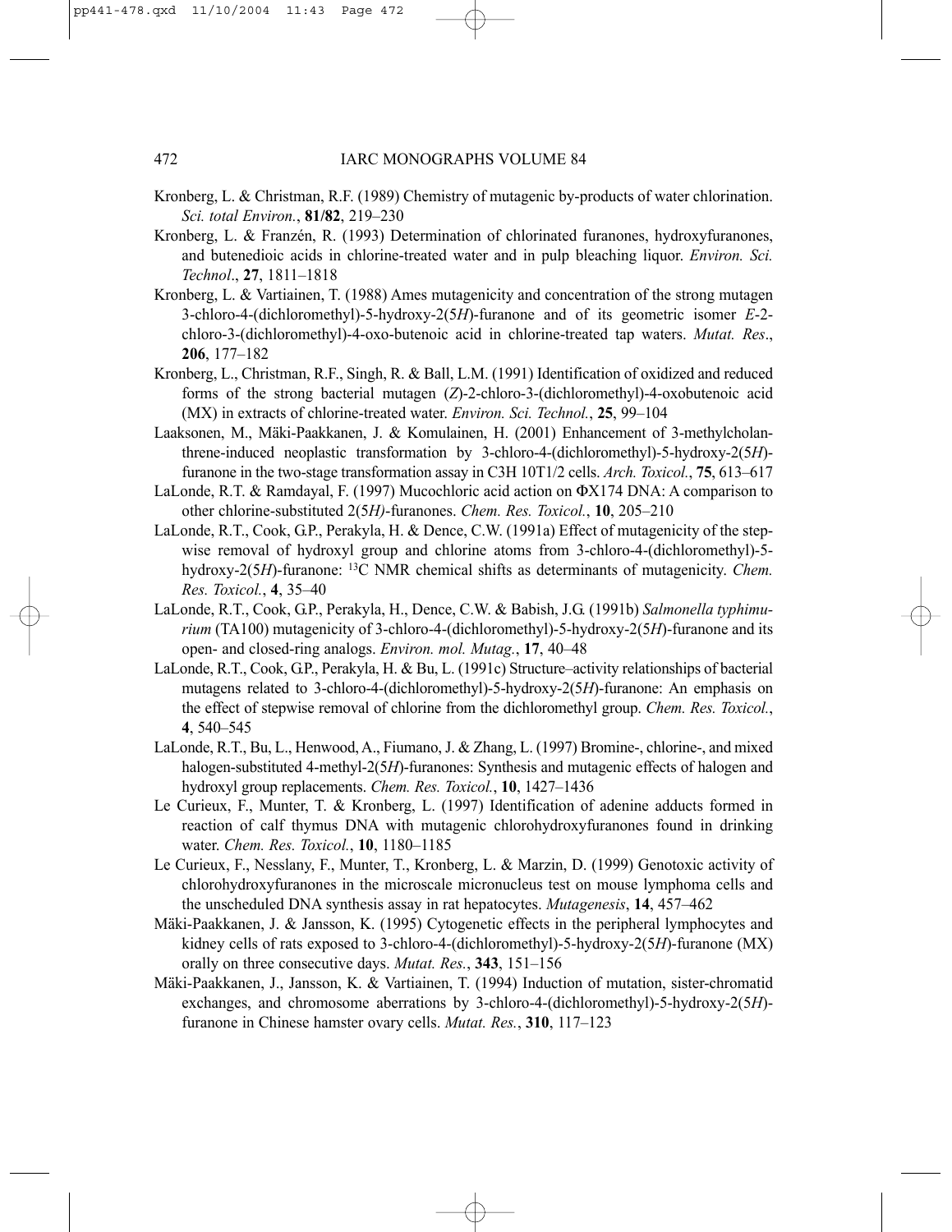Kronberg, L. & Christman, R.F. (1989) Chemistry of mutagenic by-products of water chlorination. *Sci. total Environ.*, **81/82**, 219–230

Kronberg, L. & Franzén, R. (1993) Determination of chlorinated furanones, hydroxyfuranones, and butenedioic acids in chlorine-treated water and in pulp bleaching liquor. *Environ. Sci. Technol*., **27**, 1811–1818

Kronberg, L. & Vartiainen, T. (1988) Ames mutagenicity and concentration of the strong mutagen 3-chloro-4-(dichloromethyl)-5-hydroxy-2(5*H*)-furanone and of its geometric isomer *E*-2-chloro-3-(dichloromethyl)-4-oxo-butenoic acid in chlorine-treated tap waters. *Mutat. Res*., **206**, 177–182

Kronberg, L., Christman, R.F., Singh, R. & Ball, L.M. (1991) Identification of oxidized and reduced forms of the strong bacterial mutagen (*Z*)-2-chloro-3-(dichloromethyl)-4-oxobutenoic acid (MX) in extracts of chlorine-treated water. *Environ. Sci. Technol.*, **25**, 99–104

Laaksonen, M., Mäki-Paakkanen, J. & Komulainen, H. (2001) Enhancement of 3-methylcholanthrene-induced neoplastic transformation by 3-chloro-4-(dichloromethyl)-5-hydroxy-2(5*H*)-furanone in the two-stage transformation assay in C3H 10T1/2 cells. *Arch. Toxicol.*, **75**, 613–617

LaLonde, R.T. & Ramdayal, F. (1997) Mucochloric acid action on ΦX174 DNA: A comparison to other chlorine-substituted 2(5*H)*-furanones. *Chem. Res. Toxicol.*, **10**, 205–210

LaLonde, R.T., Cook, G.P., Perakyla, H. & Dence, C.W. (1991a) Effect of mutagenicity of the stepwise removal of hydroxyl group and chlorine atoms from 3-chloro-4-(dichloromethyl)-5-hydroxy-2(5*H*)-furanone: $^{13}$C NMR chemical shifts as determinants of mutagenicity. *Chem. Res. Toxicol.*, **4**, 35–40

LaLonde, R.T., Cook, G.P., Perakyla, H., Dence, C.W. & Babish, J.G. (1991b) *Salmonella typhimurium* (TA100) mutagenicity of 3-chloro-4-(dichloromethyl)-5-hydroxy-2(5*H*)-furanone and its open- and closed-ring analogs. *Environ. mol. Mutag.*, **17**, 40–48

LaLonde, R.T., Cook, G.P., Perakyla, H. & Bu, L. (1991c) Structure–activity relationships of bacterial mutagens related to 3-chloro-4-(dichloromethyl)-5-hydroxy-2(5*H*)-furanone: An emphasis on the effect of stepwise removal of chlorine from the dichloromethyl group. *Chem. Res. Toxicol.*, **4**, 540–545

LaLonde, R.T., Bu, L., Henwood, A., Fiumano, J. & Zhang, L. (1997) Bromine-, chlorine-, and mixed halogen-substituted 4-methyl-2(5*H*)-furanones: Synthesis and mutagenic effects of halogen and hydroxyl group replacements. *Chem. Res. Toxicol.*, **10**, 1427–1436

Le Curieux, F., Munter, T. & Kronberg, L. (1997) Identification of adenine adducts formed in reaction of calf thymus DNA with mutagenic chlorohydroxyfuranones found in drinking water. *Chem. Res. Toxicol.*, **10**, 1180–1185

Le Curieux, F., Nesslany, F., Munter, T., Kronberg, L. & Marzin, D. (1999) Genotoxic activity of chlorohydroxyfuranones in the microscale micronucleus test on mouse lymphoma cells and the unscheduled DNA synthesis assay in rat hepatocytes. *Mutagenesis*, **14**, 457–462

Mäki-Paakkanen, J. & Jansson, K. (1995) Cytogenetic effects in the peripheral lymphocytes and kidney cells of rats exposed to 3-chloro-4-(dichloromethyl)-5-hydroxy-2(5*H*)-furanone (MX) orally on three consecutive days. *Mutat. Res.*, **343**, 151–156

Mäki-Paakkanen, J., Jansson, K. & Vartiainen, T. (1994) Induction of mutation, sister-chromatid exchanges, and chromosome aberrations by 3-chloro-4-(dichloromethyl)-5-hydroxy-2(5*H*)-furanone in Chinese hamster ovary cells. *Mutat. Res.*, **310**, 117–123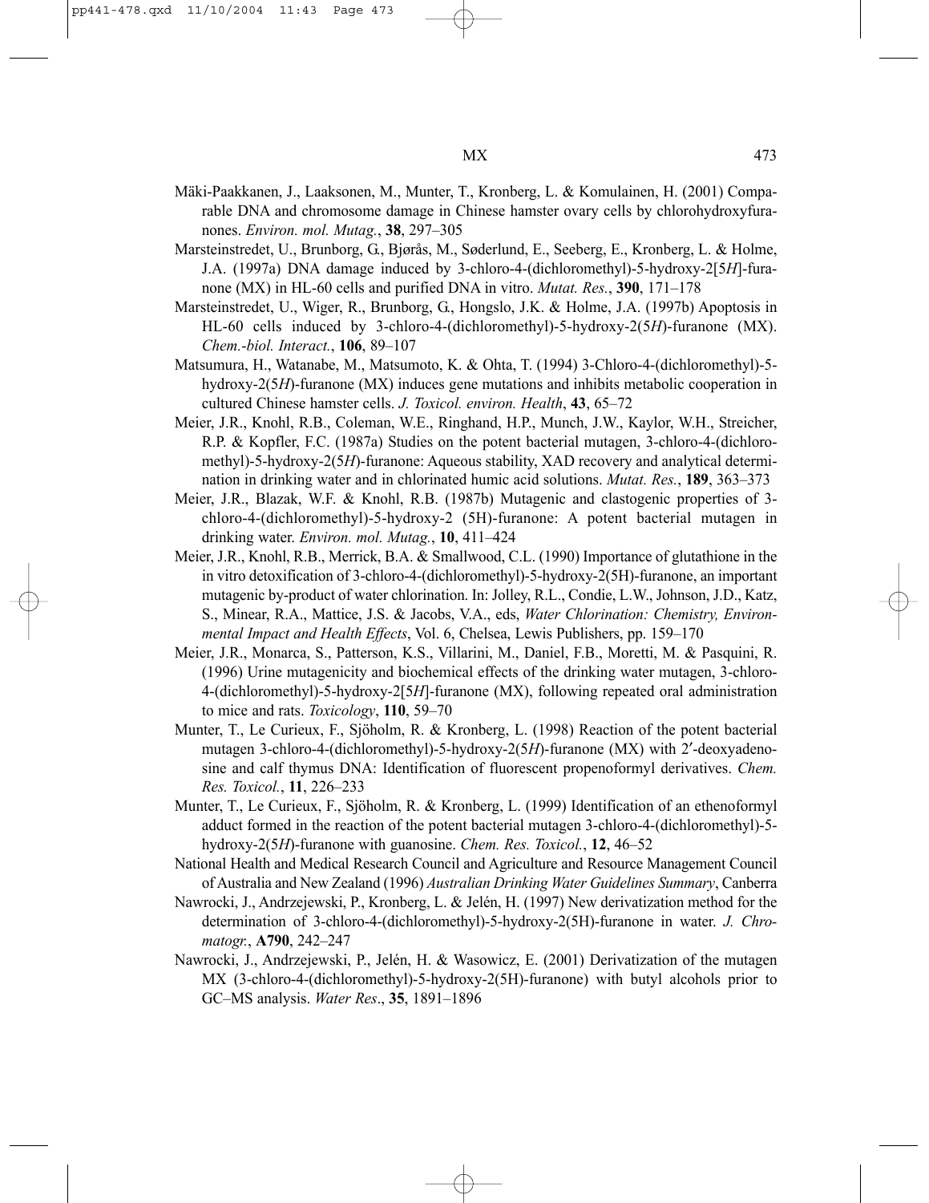Mäki-Paakkanen, J., Laaksonen, M., Munter, T., Kronberg, L. & Komulainen, H. (2001) Comparable DNA and chromosome damage in Chinese hamster ovary cells by chlorohydroxyfuranones. *Environ. mol. Mutag.*, **38**, 297–305

Marsteinstredet, U., Brunborg, G., Bjørås, M., Søderlund, E., Seeberg, E., Kronberg, L. & Holme, J.A. (1997a) DNA damage induced by 3-chloro-4-(dichloromethyl)-5-hydroxy-2[5*H*]-furanone (MX) in HL-60 cells and purified DNA in vitro. *Mutat. Res.*, **390**, 171–178

Marsteinstredet, U., Wiger, R., Brunborg, G., Hongslo, J.K. & Holme, J.A. (1997b) Apoptosis in HL-60 cells induced by 3-chloro-4-(dichloromethyl)-5-hydroxy-2(5*H*)-furanone (MX). *Chem.-biol. Interact.*, **106**, 89–107

Matsumura, H., Watanabe, M., Matsumoto, K. & Ohta, T. (1994) 3-Chloro-4-(dichloromethyl)-5-hydroxy-2(5*H*)-furanone (MX) induces gene mutations and inhibits metabolic cooperation in cultured Chinese hamster cells. *J. Toxicol. environ. Health*, **43**, 65–72

Meier, J.R., Knohl, R.B., Coleman, W.E., Ringhand, H.P., Munch, J.W., Kaylor, W.H., Streicher, R.P. & Kopfler, F.C. (1987a) Studies on the potent bacterial mutagen, 3-chloro-4-(dichloromethyl)-5-hydroxy-2(5*H*)-furanone: Aqueous stability, XAD recovery and analytical determination in drinking water and in chlorinated humic acid solutions. *Mutat. Res.*, **189**, 363–373

Meier, J.R., Blazak, W.F. & Knohl, R.B. (1987b) Mutagenic and clastogenic properties of 3-chloro-4-(dichloromethyl)-5-hydroxy-2 (5H)-furanone: A potent bacterial mutagen in drinking water. *Environ. mol. Mutag.*, **10**, 411–424

Meier, J.R., Knohl, R.B., Merrick, B.A. & Smallwood, C.L. (1990) Importance of glutathione in the in vitro detoxification of 3-chloro-4-(dichloromethyl)-5-hydroxy-2(5H)-furanone, an important mutagenic by-product of water chlorination. In: Jolley, R.L., Condie, L.W., Johnson, J.D., Katz, S., Minear, R.A., Mattice, J.S. & Jacobs, V.A., eds, *Water Chlorination: Chemistry, Environmental Impact and Health Effects*, Vol. 6, Chelsea, Lewis Publishers, pp. 159–170

Meier, J.R., Monarca, S., Patterson, K.S., Villarini, M., Daniel, F.B., Moretti, M. & Pasquini, R. (1996) Urine mutagenicity and biochemical effects of the drinking water mutagen, 3-chloro-4-(dichloromethyl)-5-hydroxy-2[5*H*]-furanone (MX), following repeated oral administration to mice and rats. *Toxicology*, **110**, 59–70

Munter, T., Le Curieux, F., Sjöholm, R. & Kronberg, L. (1998) Reaction of the potent bacterial mutagen 3-chloro-4-(dichloromethyl)-5-hydroxy-2(5*H*)-furanone (MX) with 2′-deoxyadenosine and calf thymus DNA: Identification of fluorescent propenoformyl derivatives. *Chem. Res. Toxicol.*, **11**, 226–233

Munter, T., Le Curieux, F., Sjöholm, R. & Kronberg, L. (1999) Identification of an ethenoformyl adduct formed in the reaction of the potent bacterial mutagen 3-chloro-4-(dichloromethyl)-5-hydroxy-2(5*H*)-furanone with guanosine. *Chem. Res. Toxicol.*, **12**, 46–52

National Health and Medical Research Council and Agriculture and Resource Management Council of Australia and New Zealand (1996) *Australian Drinking Water Guidelines Summary*, Canberra

Nawrocki, J., Andrzejewski, P., Kronberg, L. & Jelén, H. (1997) New derivatization method for the determination of 3-chloro-4-(dichloromethyl)-5-hydroxy-2(5H)-furanone in water. *J. Chromatogr.*, **A790**, 242–247

Nawrocki, J., Andrzejewski, P., Jelén, H. & Wasowicz, E. (2001) Derivatization of the mutagen MX (3-chloro-4-(dichloromethyl)-5-hydroxy-2(5H)-furanone) with butyl alcohols prior to GC–MS analysis. *Water Res.*, **35**, 1891–1896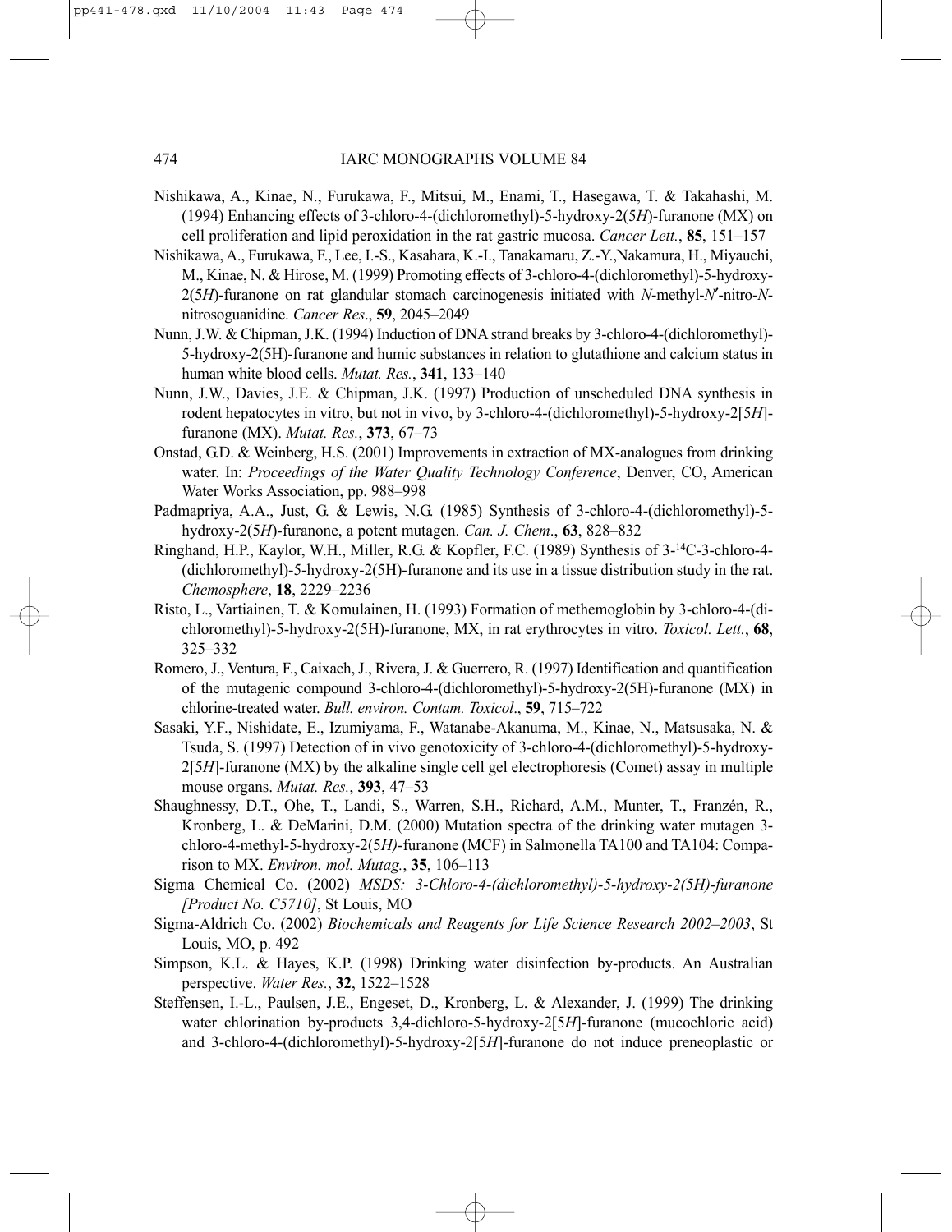Nishikawa, A., Kinae, N., Furukawa, F., Mitsui, M., Enami, T., Hasegawa, T. & Takahashi, M. (1994) Enhancing effects of 3-chloro-4-(dichloromethyl)-5-hydroxy-2(5*H*)-furanone (MX) on cell proliferation and lipid peroxidation in the rat gastric mucosa. *Cancer Lett.*, **85**, 151–157

Nishikawa, A., Furukawa, F., Lee, I.-S., Kasahara, K.-I., Tanakamaru, Z.-Y.,Nakamura, H., Miyauchi, M., Kinae, N. & Hirose, M. (1999) Promoting effects of 3-chloro-4-(dichloromethyl)-5-hydroxy-2(5*H*)-furanone on rat glandular stomach carcinogenesis initiated with *N*-methyl-*N*′-nitro-*N*-nitrosoguanidine. *Cancer Res*., **59**, 2045–2049

Nunn, J.W. & Chipman, J.K. (1994) Induction of DNA strand breaks by 3-chloro-4-(dichloromethyl)-5-hydroxy-2(5H)-furanone and humic substances in relation to glutathione and calcium status in human white blood cells. *Mutat. Res.*, **341**, 133–140

Nunn, J.W., Davies, J.E. & Chipman, J.K. (1997) Production of unscheduled DNA synthesis in rodent hepatocytes in vitro, but not in vivo, by 3-chloro-4-(dichloromethyl)-5-hydroxy-2[5*H*]-furanone (MX). *Mutat. Res.*, **373**, 67–73

Onstad, G.D. & Weinberg, H.S. (2001) Improvements in extraction of MX-analogues from drinking water. In: *Proceedings of the Water Quality Technology Conference*, Denver, CO, American Water Works Association, pp. 988–998

Padmapriya, A.A., Just, G. & Lewis, N.G. (1985) Synthesis of 3-chloro-4-(dichloromethyl)-5-hydroxy-2(5*H*)-furanone, a potent mutagen. *Can. J. Chem*., **63**, 828–832

Ringhand, H.P., Kaylor, W.H., Miller, R.G. & Kopfler, F.C. (1989) Synthesis of 3-$^{14}$C-3-chloro-4-(dichloromethyl)-5-hydroxy-2(5H)-furanone and its use in a tissue distribution study in the rat. *Chemosphere*, **18**, 2229–2236

Risto, L., Vartiainen, T. & Komulainen, H. (1993) Formation of methemoglobin by 3-chloro-4-(dichloromethyl)-5-hydroxy-2(5H)-furanone, MX, in rat erythrocytes in vitro. *Toxicol. Lett.*, **68**, 325–332

Romero, J., Ventura, F., Caixach, J., Rivera, J. & Guerrero, R. (1997) Identification and quantification of the mutagenic compound 3-chloro-4-(dichloromethyl)-5-hydroxy-2(5H)-furanone (MX) in chlorine-treated water. *Bull. environ. Contam. Toxicol*., **59**, 715–722

Sasaki, Y.F., Nishidate, E., Izumiyama, F., Watanabe-Akanuma, M., Kinae, N., Matsusaka, N. & Tsuda, S. (1997) Detection of in vivo genotoxicity of 3-chloro-4-(dichloromethyl)-5-hydroxy-2[5*H*]-furanone (MX) by the alkaline single cell gel electrophoresis (Comet) assay in multiple mouse organs. *Mutat. Res.*, **393**, 47–53

Shaughnessy, D.T., Ohe, T., Landi, S., Warren, S.H., Richard, A.M., Munter, T., Franzén, R., Kronberg, L. & DeMarini, D.M. (2000) Mutation spectra of the drinking water mutagen 3-chloro-4-methyl-5-hydroxy-2(5*H)*-furanone (MCF) in Salmonella TA100 and TA104: Comparison to MX. *Environ. mol. Mutag.*, **35**, 106–113

Sigma Chemical Co. (2002) *MSDS: 3-Chloro-4-(dichloromethyl)-5-hydroxy-2(5H)-furanone [Product No. C5710]*, St Louis, MO

Sigma-Aldrich Co. (2002) *Biochemicals and Reagents for Life Science Research 2002–2003*, St Louis, MO, p. 492

Simpson, K.L. & Hayes, K.P. (1998) Drinking water disinfection by-products. An Australian perspective. *Water Res.*, **32**, 1522–1528

Steffensen, I.-L., Paulsen, J.E., Engeset, D., Kronberg, L. & Alexander, J. (1999) The drinking water chlorination by-products 3,4-dichloro-5-hydroxy-2[5*H*]-furanone (mucochloric acid) and 3-chloro-4-(dichloromethyl)-5-hydroxy-2[5*H*]-furanone do not induce preneoplastic or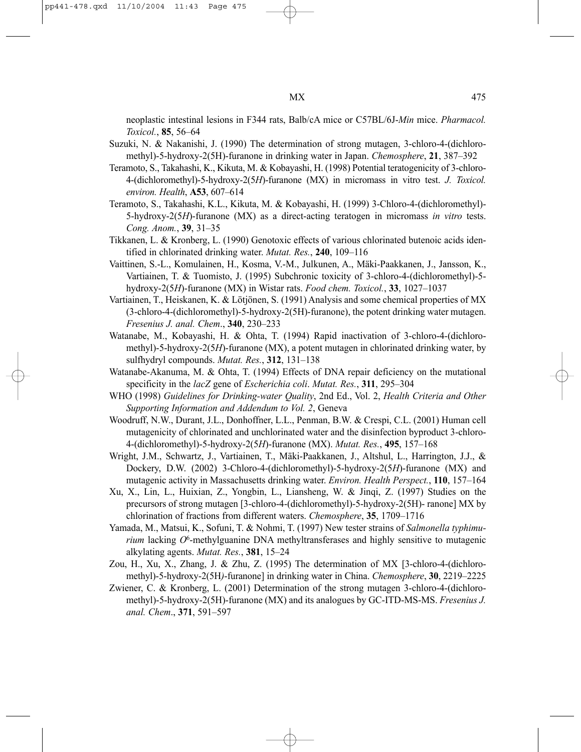neoplastic intestinal lesions in F344 rats, Balb/cA mice or C57BL/6J-*Min* mice. *Pharmacol. Toxicol.*, **85**, 56–64

Suzuki, N. & Nakanishi, J. (1990) The determination of strong mutagen, 3-chloro-4-(dichloromethyl)-5-hydroxy-2(5H)-furanone in drinking water in Japan. *Chemosphere*, **21**, 387–392

Teramoto, S., Takahashi, K., Kikuta, M. & Kobayashi, H. (1998) Potential teratogenicity of 3-chloro-4-(dichloromethyl)-5-hydroxy-2(5*H*)-furanone (MX) in micromass in vitro test. *J. Toxicol. environ. Health*, **A53**, 607–614

Teramoto, S., Takahashi, K.L., Kikuta, M. & Kobayashi, H. (1999) 3-Chloro-4-(dichloromethyl)-5-hydroxy-2(5*H*)-furanone (MX) as a direct-acting teratogen in micromass *in vitro* tests. *Cong. Anom.*, **39**, 31–35

Tikkanen, L. & Kronberg, L. (1990) Genotoxic effects of various chlorinated butenoic acids identified in chlorinated drinking water. *Mutat. Res.*, **240**, 109–116

Vaittinen, S.-L., Komulainen, H., Kosma, V.-M., Julkunen, A., Mäki-Paakkanen, J., Jansson, K., Vartiainen, T. & Tuomisto, J. (1995) Subchronic toxicity of 3-chloro-4-(dichloromethyl)-5-hydroxy-2(5*H*)-furanone (MX) in Wistar rats. *Food chem. Toxicol.*, **33**, 1027–1037

Vartiainen, T., Heiskanen, K. & Lötjönen, S. (1991) Analysis and some chemical properties of MX (3-chloro-4-(dichloromethyl)-5-hydroxy-2(5H)-furanone), the potent drinking water mutagen. *Fresenius J. anal. Chem*., **340**, 230–233

Watanabe, M., Kobayashi, H. & Ohta, T. (1994) Rapid inactivation of 3-chloro-4-(dichloromethyl)-5-hydroxy-2(5*H*)-furanone (MX), a potent mutagen in chlorinated drinking water, by sulfhydryl compounds. *Mutat. Res.*, **312**, 131–138

Watanabe-Akanuma, M. & Ohta, T. (1994) Effects of DNA repair deficiency on the mutational specificity in the *lacZ* gene of *Escherichia coli*. *Mutat. Res.*, **311**, 295–304

WHO (1998) *Guidelines for Drinking-water Quality*, 2nd Ed., Vol. 2, *Health Criteria and Other Supporting Information and Addendum to Vol. 2*, Geneva

Woodruff, N.W., Durant, J.L., Donhoffner, L.L., Penman, B.W. & Crespi, C.L. (2001) Human cell mutagenicity of chlorinated and unchlorinated water and the disinfection byproduct 3-chloro-4-(dichloromethyl)-5-hydroxy-2(5*H*)-furanone (MX). *Mutat. Res.*, **495**, 157–168

Wright, J.M., Schwartz, J., Vartiainen, T., Mäki-Paakkanen, J., Altshul, L., Harrington, J.J., & Dockery, D.W. (2002) 3-Chloro-4-(dichloromethyl)-5-hydroxy-2(5*H*)-furanone (MX) and mutagenic activity in Massachusetts drinking water. *Environ. Health Perspect.*, **110**, 157–164

Xu, X., Lin, L., Huixian, Z., Yongbin, L., Liansheng, W. & Jinqi, Z. (1997) Studies on the precursors of strong mutagen [3-chloro-4-(dichloromethyl)-5-hydroxy-2(5H)- ranone] MX by chlorination of fractions from different waters. *Chemosphere*, **35**, 1709–1716

Yamada, M., Matsui, K., Sofuni, T. & Nohmi, T. (1997) New tester strains of *Salmonella typhimurium* lacking *O*[6]-methylguanine DNA methyltransferases and highly sensitive to mutagenic alkylating agents. *Mutat. Res.*, **381**, 15–24

Zou, H., Xu, X., Zhang, J. & Zhu, Z. (1995) The determination of MX [3-chloro-4-(dichloromethyl)-5-hydroxy-2(5H*)*-furanone] in drinking water in China. *Chemosphere*, **30**, 2219–2225

Zwiener, C. & Kronberg, L. (2001) Determination of the strong mutagen 3-chloro-4-(dichloromethyl)-5-hydroxy-2(5H)-furanone (MX) and its analogues by GC-ITD-MS-MS. *Fresenius J. anal. Chem*., **371**, 591–597